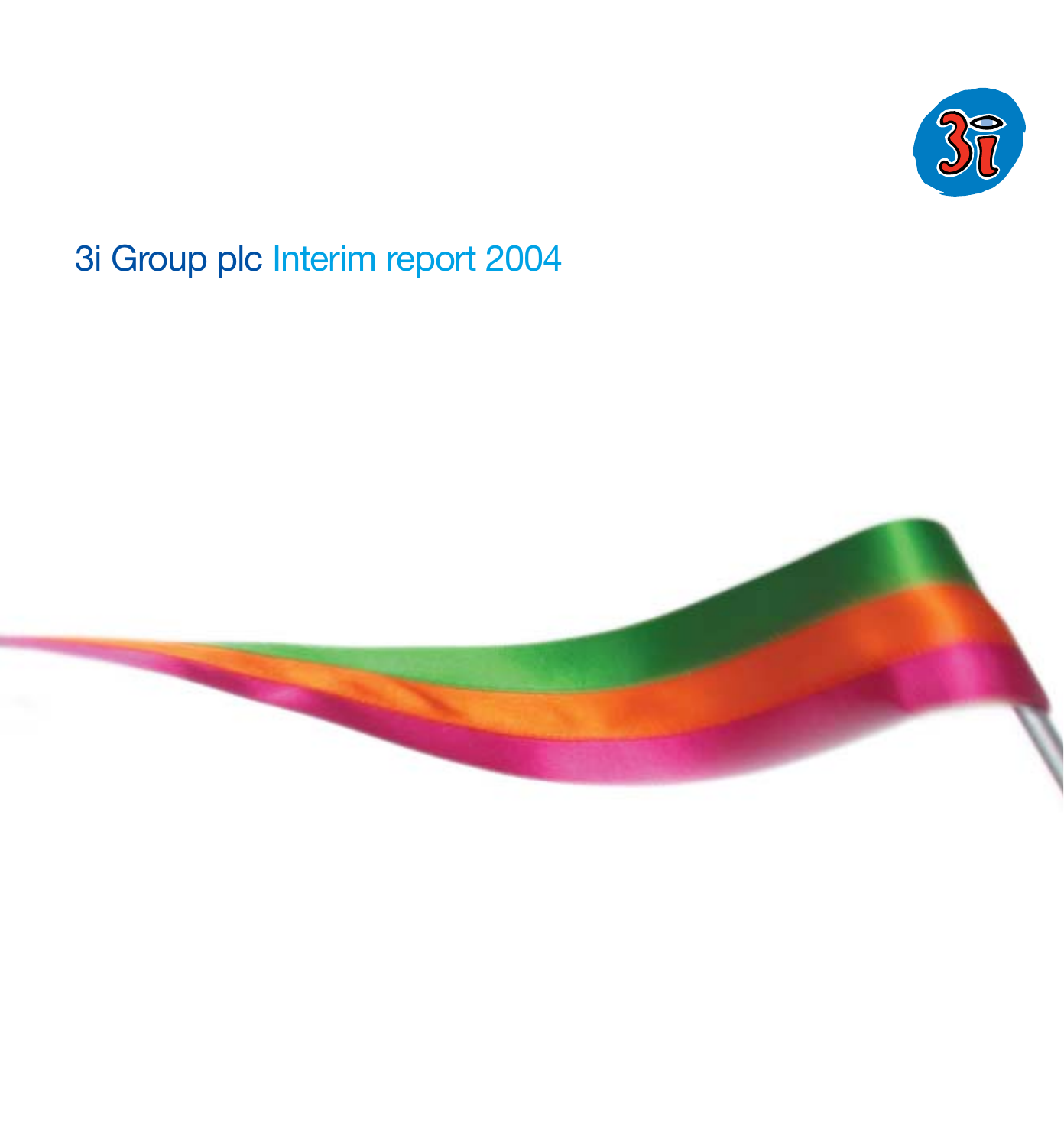# 3i Group plc Interim report 2004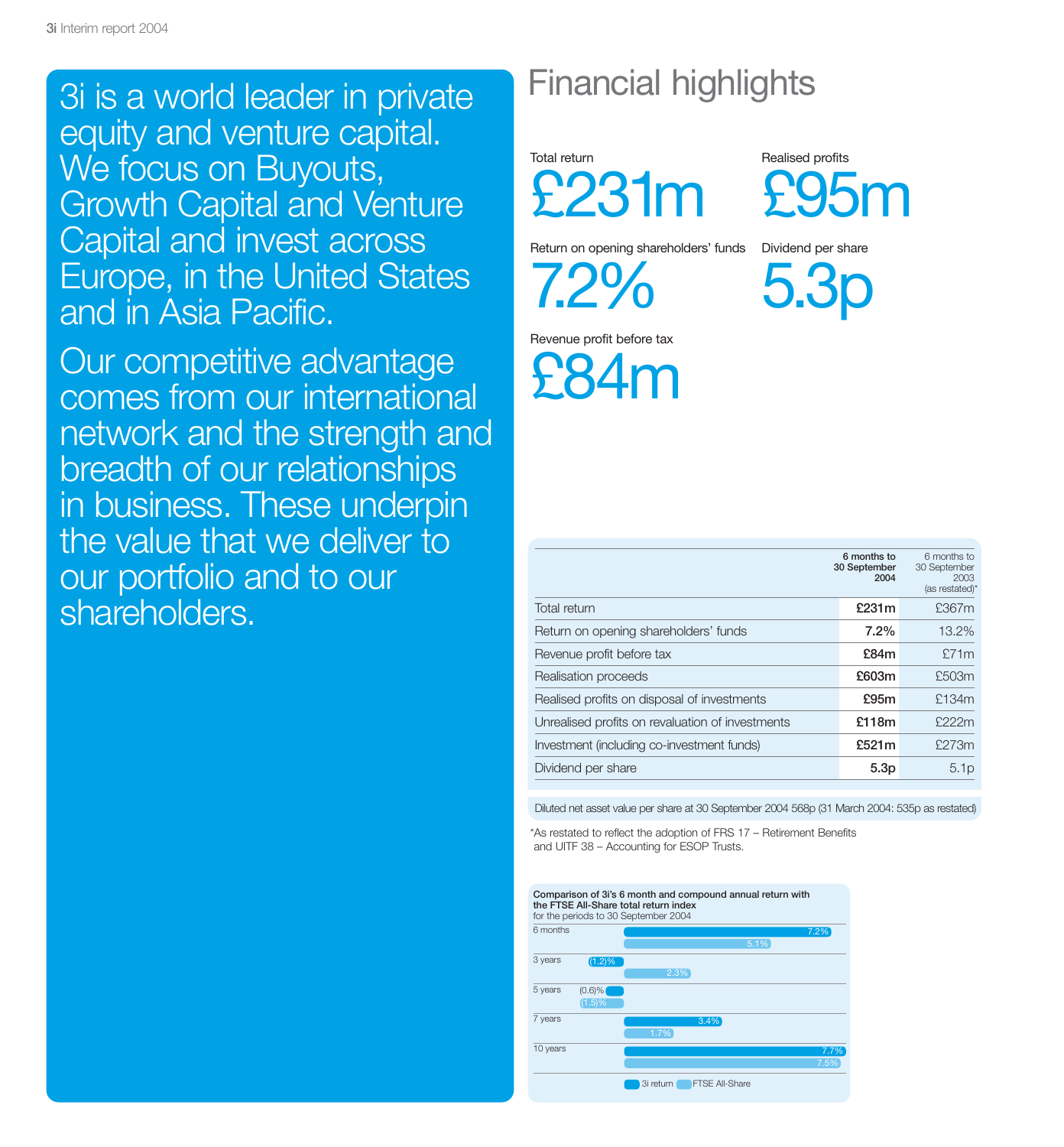3i is a world leader in private equity and venture capital. We focus on Buyouts, Growth Capital and Venture Capital and invest across Europe, in the United States and in Asia Pacific.

Our competitive advantage comes from our international network and the strength and breadth of our relationships in business. These underpin the value that we deliver to our portfolio and to our shareholders.

# Financial highlights

Total return
**£231m**

Realised profits
**£95m**

Return on opening shareholders' funds
**7.2%**

Dividend per share
**5.3p**

Revenue profit before tax
**£84m**

| | 6 months to 30 September 2004 | 6 months to 30 September 2003 (as restated)* |
|---|---|---|
| Total return | **£231m** | £367m |
| Return on opening shareholders' funds | **7.2%** | 13.2% |
| Revenue profit before tax | **£84m** | £71m |
| Realisation proceeds | **£603m** | £503m |
| Realised profits on disposal of investments | **£95m** | £134m |
| Unrealised profits on revaluation of investments | **£118m** | £222m |
| Investment (including co-investment funds) | **£521m** | £273m |
| Dividend per share | **5.3p** | 5.1p |

Diluted net asset value per share at 30 September 2004 568p (31 March 2004: 535p as restated)

*As restated to reflect the adoption of FRS 17 – Retirement Benefits and UITF 38 – Accounting for ESOP Trusts.

**Comparison of 3i's 6 month and compound annual return with the FTSE All-Share total return index**
for the periods to 30 September 2004

| | 3i return | FTSE All-Share |
|---|---|---|
| 6 months | 7.2% | 5.1% |
| 3 years | (1.2)% | 2.3% |
| 5 years | (0.6)% | (1.5)% |
| 7 years | 3.4% | 1.7% |
| 10 years | 7.7% | 7.5% |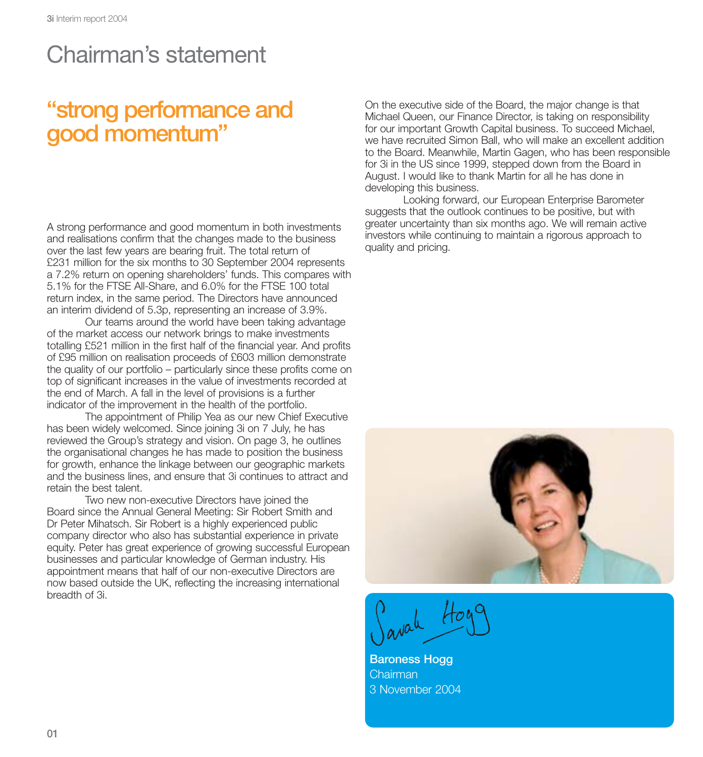# Chairman's statement

## "strong performance and good momentum"

A strong performance and good momentum in both investments and realisations confirm that the changes made to the business over the last few years are bearing fruit. The total return of £231 million for the six months to 30 September 2004 represents a 7.2% return on opening shareholders' funds. This compares with 5.1% for the FTSE All-Share, and 6.0% for the FTSE 100 total return index, in the same period. The Directors have announced an interim dividend of 5.3p, representing an increase of 3.9%.

Our teams around the world have been taking advantage of the market access our network brings to make investments totalling £521 million in the first half of the financial year. And profits of £95 million on realisation proceeds of £603 million demonstrate the quality of our portfolio – particularly since these profits come on top of significant increases in the value of investments recorded at the end of March. A fall in the level of provisions is a further indicator of the improvement in the health of the portfolio.

The appointment of Philip Yea as our new Chief Executive has been widely welcomed. Since joining 3i on 7 July, he has reviewed the Group's strategy and vision. On page 3, he outlines the organisational changes he has made to position the business for growth, enhance the linkage between our geographic markets and the business lines, and ensure that 3i continues to attract and retain the best talent.

Two new non-executive Directors have joined the Board since the Annual General Meeting: Sir Robert Smith and Dr Peter Mihatsch. Sir Robert is a highly experienced public company director who also has substantial experience in private equity. Peter has great experience of growing successful European businesses and particular knowledge of German industry. His appointment means that half of our non-executive Directors are now based outside the UK, reflecting the increasing international breadth of 3i.

On the executive side of the Board, the major change is that Michael Queen, our Finance Director, is taking on responsibility for our important Growth Capital business. To succeed Michael, we have recruited Simon Ball, who will make an excellent addition to the Board. Meanwhile, Martin Gagen, who has been responsible for 3i in the US since 1999, stepped down from the Board in August. I would like to thank Martin for all he has done in developing this business.

Looking forward, our European Enterprise Barometer suggests that the outlook continues to be positive, but with greater uncertainty than six months ago. We will remain active investors while continuing to maintain a rigorous approach to quality and pricing.

Sarah Hogg

**Baroness Hogg**
Chairman
3 November 2004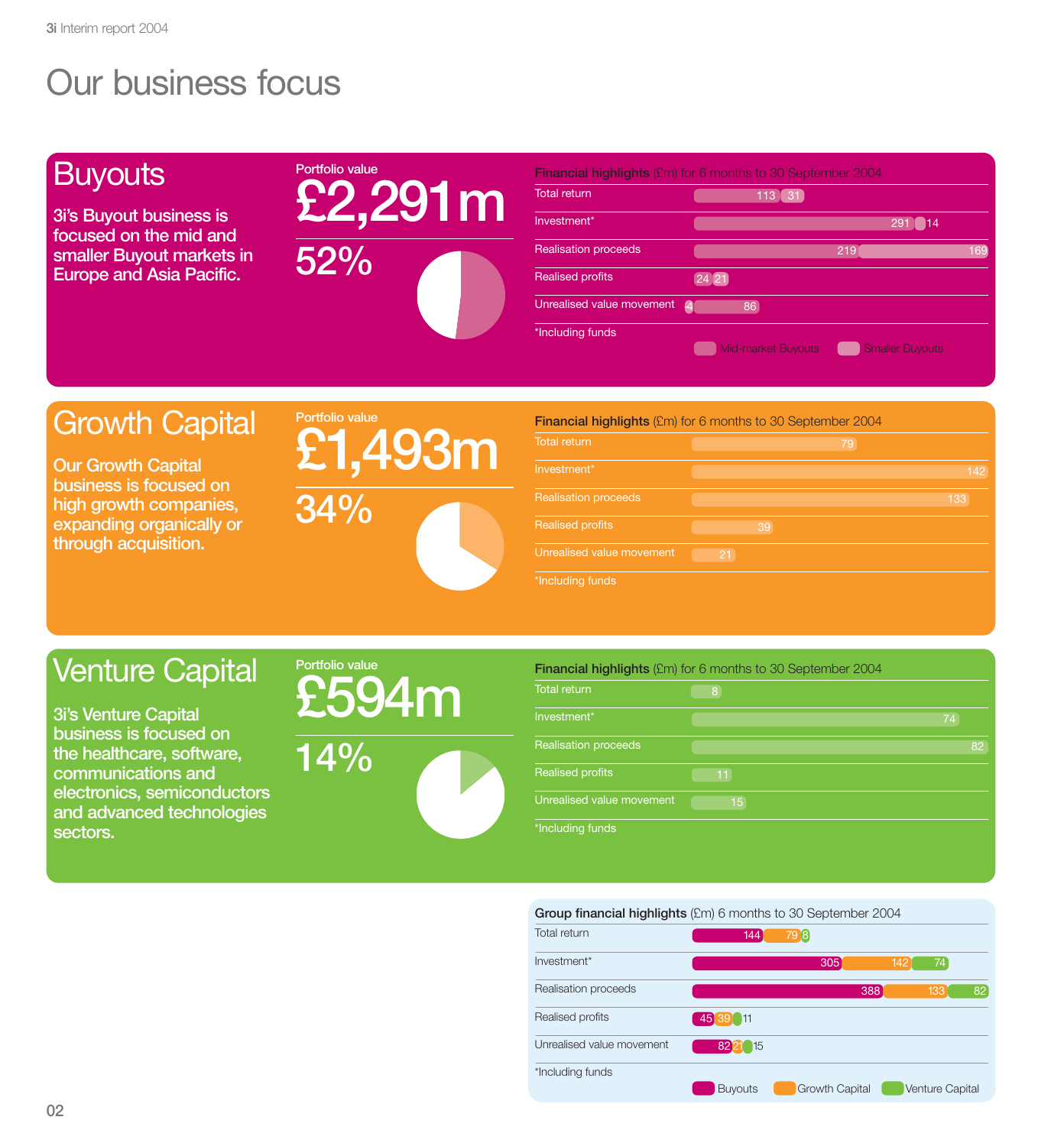# Our business focus

## Buyouts

3i's Buyout business is focused on the mid and smaller Buyout markets in Europe and Asia Pacific.

Portfolio value
**£2,291m**

**52%**

**Financial highlights** (£m) for 6 months to 30 September 2004

| | Mid-market Buyouts | Smaller Buyouts |
|---|---|---|
| Total return | 113 | 31 |
| Investment* | 291 | 14 |
| Realisation proceeds | 219 | 169 |
| Realised profits | 24 | 21 |
| Unrealised value movement | 4 | 86 |

*Including funds

## Growth Capital

Our Growth Capital business is focused on high growth companies, expanding organically or through acquisition.

Portfolio value
**£1,493m**

**34%**

**Financial highlights** (£m) for 6 months to 30 September 2004

| | |
|---|---|
| Total return | 79 |
| Investment* | 142 |
| Realisation proceeds | 133 |
| Realised profits | 39 |
| Unrealised value movement | 21 |

*Including funds

## Venture Capital

3i's Venture Capital business is focused on the healthcare, software, communications and electronics, semiconductors and advanced technologies sectors.

Portfolio value
**£594m**

**14%**

**Financial highlights** (£m) for 6 months to 30 September 2004

| | |
|---|---|
| Total return | 8 |
| Investment* | 74 |
| Realisation proceeds | 82 |
| Realised profits | 11 |
| Unrealised value movement | 15 |

*Including funds

**Group financial highlights** (£m) 6 months to 30 September 2004

| | Buyouts | Growth Capital | Venture Capital |
|---|---|---|---|
| Total return | 144 | 79 | 8 |
| Investment* | 305 | 142 | 74 |
| Realisation proceeds | 388 | 133 | 82 |
| Realised profits | 45 | 39 | 11 |
| Unrealised value movement | 82 | 21 | 15 |

*Including funds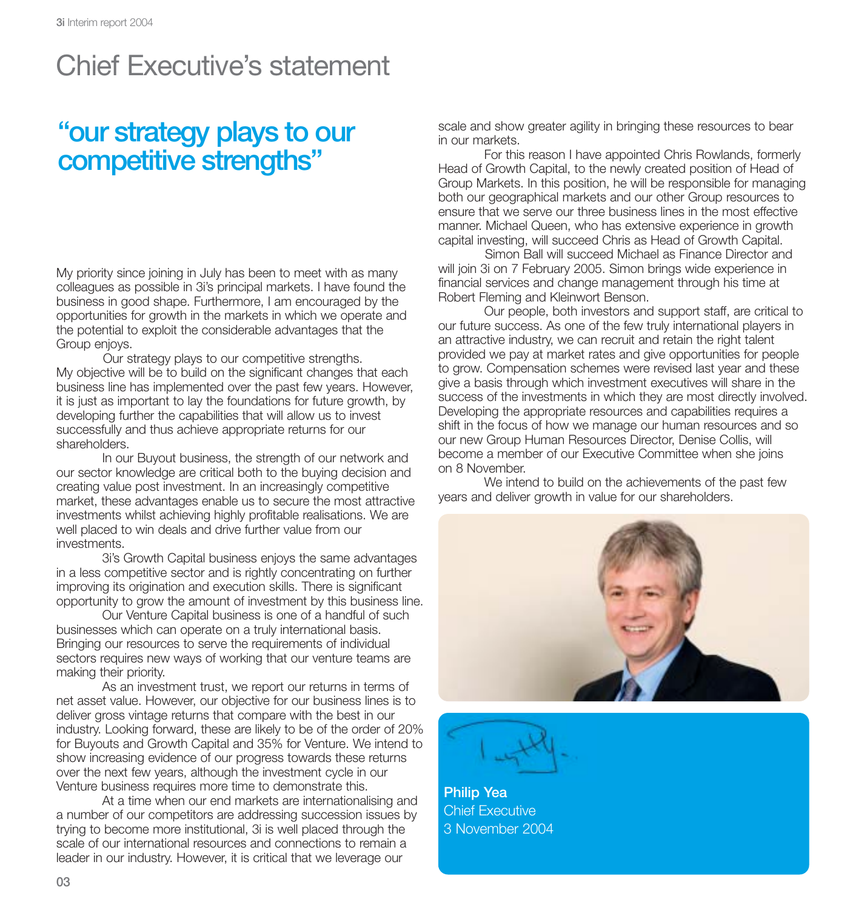# Chief Executive's statement

## "our strategy plays to our competitive strengths"

My priority since joining in July has been to meet with as many colleagues as possible in 3i's principal markets. I have found the business in good shape. Furthermore, I am encouraged by the opportunities for growth in the markets in which we operate and the potential to exploit the considerable advantages that the Group enjoys.

Our strategy plays to our competitive strengths. My objective will be to build on the significant changes that each business line has implemented over the past few years. However, it is just as important to lay the foundations for future growth, by developing further the capabilities that will allow us to invest successfully and thus achieve appropriate returns for our shareholders.

In our Buyout business, the strength of our network and our sector knowledge are critical both to the buying decision and creating value post investment. In an increasingly competitive market, these advantages enable us to secure the most attractive investments whilst achieving highly profitable realisations. We are well placed to win deals and drive further value from our investments.

3i's Growth Capital business enjoys the same advantages in a less competitive sector and is rightly concentrating on further improving its origination and execution skills. There is significant opportunity to grow the amount of investment by this business line.

Our Venture Capital business is one of a handful of such businesses which can operate on a truly international basis. Bringing our resources to serve the requirements of individual sectors requires new ways of working that our venture teams are making their priority.

As an investment trust, we report our returns in terms of net asset value. However, our objective for our business lines is to deliver gross vintage returns that compare with the best in our industry. Looking forward, these are likely to be of the order of 20% for Buyouts and Growth Capital and 35% for Venture. We intend to show increasing evidence of our progress towards these returns over the next few years, although the investment cycle in our Venture business requires more time to demonstrate this.

At a time when our end markets are internationalising and a number of our competitors are addressing succession issues by trying to become more institutional, 3i is well placed through the scale of our international resources and connections to remain a leader in our industry. However, it is critical that we leverage our scale and show greater agility in bringing these resources to bear in our markets.

For this reason I have appointed Chris Rowlands, formerly Head of Growth Capital, to the newly created position of Head of Group Markets. In this position, he will be responsible for managing both our geographical markets and our other Group resources to ensure that we serve our three business lines in the most effective manner. Michael Queen, who has extensive experience in growth capital investing, will succeed Chris as Head of Growth Capital.

Simon Ball will succeed Michael as Finance Director and will join 3i on 7 February 2005. Simon brings wide experience in financial services and change management through his time at Robert Fleming and Kleinwort Benson.

Our people, both investors and support staff, are critical to our future success. As one of the few truly international players in an attractive industry, we can recruit and retain the right talent provided we pay at market rates and give opportunities for people to grow. Compensation schemes were revised last year and these give a basis through which investment executives will share in the success of the investments in which they are most directly involved. Developing the appropriate resources and capabilities requires a shift in the focus of how we manage our human resources and so our new Group Human Resources Director, Denise Collis, will become a member of our Executive Committee when she joins on 8 November.

We intend to build on the achievements of the past few years and deliver growth in value for our shareholders.

**Philip Yea**
Chief Executive
3 November 2004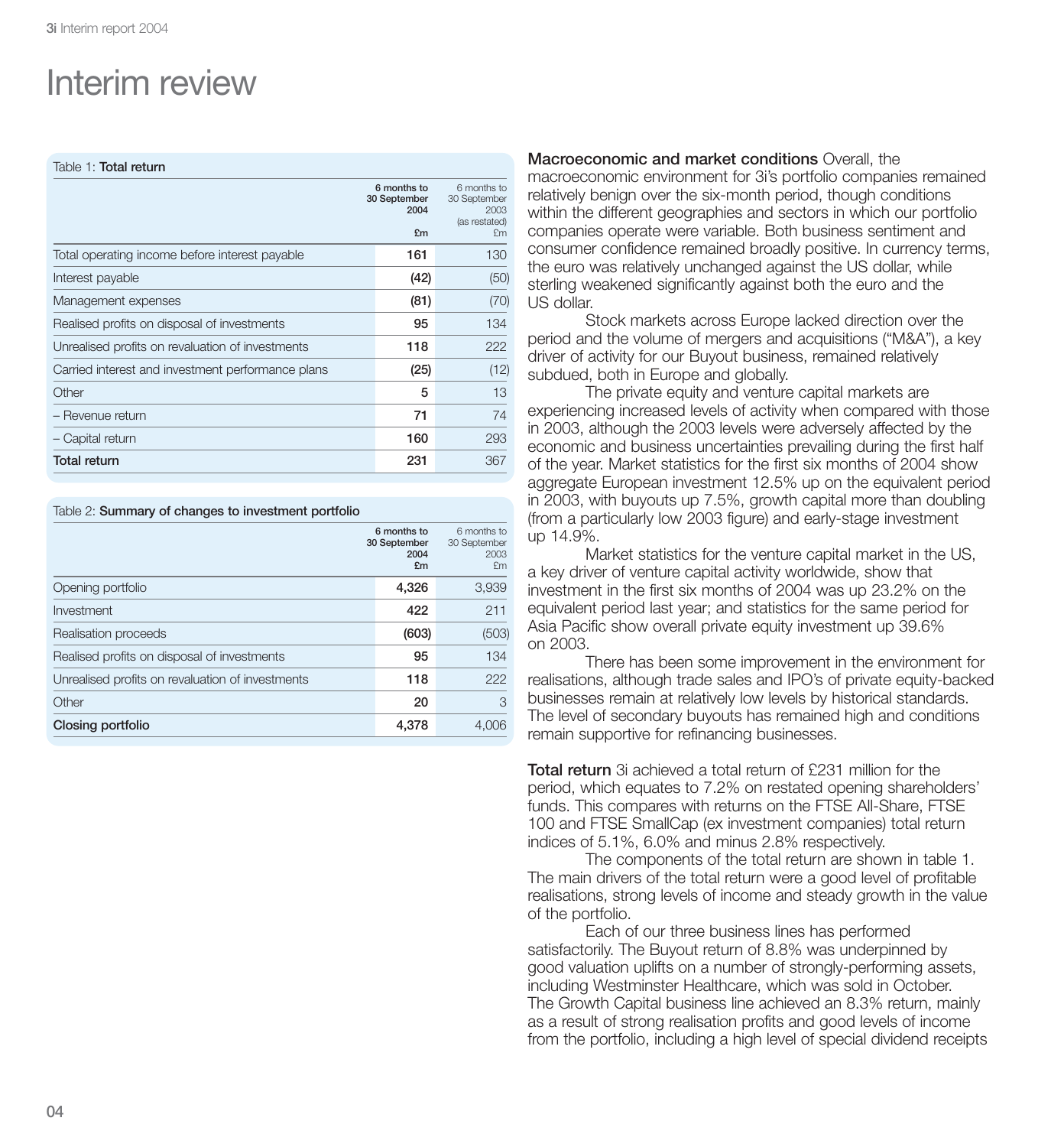# Interim review

Table 1: **Total return**

| | 6 months to 30 September 2004 £m | 6 months to 30 September 2003 (as restated) £m |
|---|---|---|
| Total operating income before interest payable | **161** | 130 |
| Interest payable | **(42)** | (50) |
| Management expenses | **(81)** | (70) |
| Realised profits on disposal of investments | **95** | 134 |
| Unrealised profits on revaluation of investments | **118** | 222 |
| Carried interest and investment performance plans | **(25)** | (12) |
| Other | **5** | 13 |
| – Revenue return | **71** | 74 |
| – Capital return | **160** | 293 |
| **Total return** | **231** | 367 |

Table 2: **Summary of changes to investment portfolio**

| | 6 months to 30 September 2004 £m | 6 months to 30 September 2003 £m |
|---|---|---|
| Opening portfolio | **4,326** | 3,939 |
| Investment | **422** | 211 |
| Realisation proceeds | **(603)** | (503) |
| Realised profits on disposal of investments | **95** | 134 |
| Unrealised profits on revaluation of investments | **118** | 222 |
| Other | **20** | 3 |
| **Closing portfolio** | **4,378** | 4,006 |

**Macroeconomic and market conditions** Overall, the macroeconomic environment for 3i's portfolio companies remained relatively benign over the six-month period, though conditions within the different geographies and sectors in which our portfolio companies operate were variable. Both business sentiment and consumer confidence remained broadly positive. In currency terms, the euro was relatively unchanged against the US dollar, while sterling weakened significantly against both the euro and the US dollar.

Stock markets across Europe lacked direction over the period and the volume of mergers and acquisitions ("M&A"), a key driver of activity for our Buyout business, remained relatively subdued, both in Europe and globally.

The private equity and venture capital markets are experiencing increased levels of activity when compared with those in 2003, although the 2003 levels were adversely affected by the economic and business uncertainties prevailing during the first half of the year. Market statistics for the first six months of 2004 show aggregate European investment 12.5% up on the equivalent period in 2003, with buyouts up 7.5%, growth capital more than doubling (from a particularly low 2003 figure) and early-stage investment up 14.9%.

Market statistics for the venture capital market in the US, a key driver of venture capital activity worldwide, show that investment in the first six months of 2004 was up 23.2% on the equivalent period last year; and statistics for the same period for Asia Pacific show overall private equity investment up 39.6% on 2003.

There has been some improvement in the environment for realisations, although trade sales and IPO's of private equity-backed businesses remain at relatively low levels by historical standards. The level of secondary buyouts has remained high and conditions remain supportive for refinancing businesses.

**Total return** 3i achieved a total return of £231 million for the period, which equates to 7.2% on restated opening shareholders' funds. This compares with returns on the FTSE All-Share, FTSE 100 and FTSE SmallCap (ex investment companies) total return indices of 5.1%, 6.0% and minus 2.8% respectively.

The components of the total return are shown in table 1. The main drivers of the total return were a good level of profitable realisations, strong levels of income and steady growth in the value of the portfolio.

Each of our three business lines has performed satisfactorily. The Buyout return of 8.8% was underpinned by good valuation uplifts on a number of strongly-performing assets, including Westminster Healthcare, which was sold in October. The Growth Capital business line achieved an 8.3% return, mainly as a result of strong realisation profits and good levels of income from the portfolio, including a high level of special dividend receipts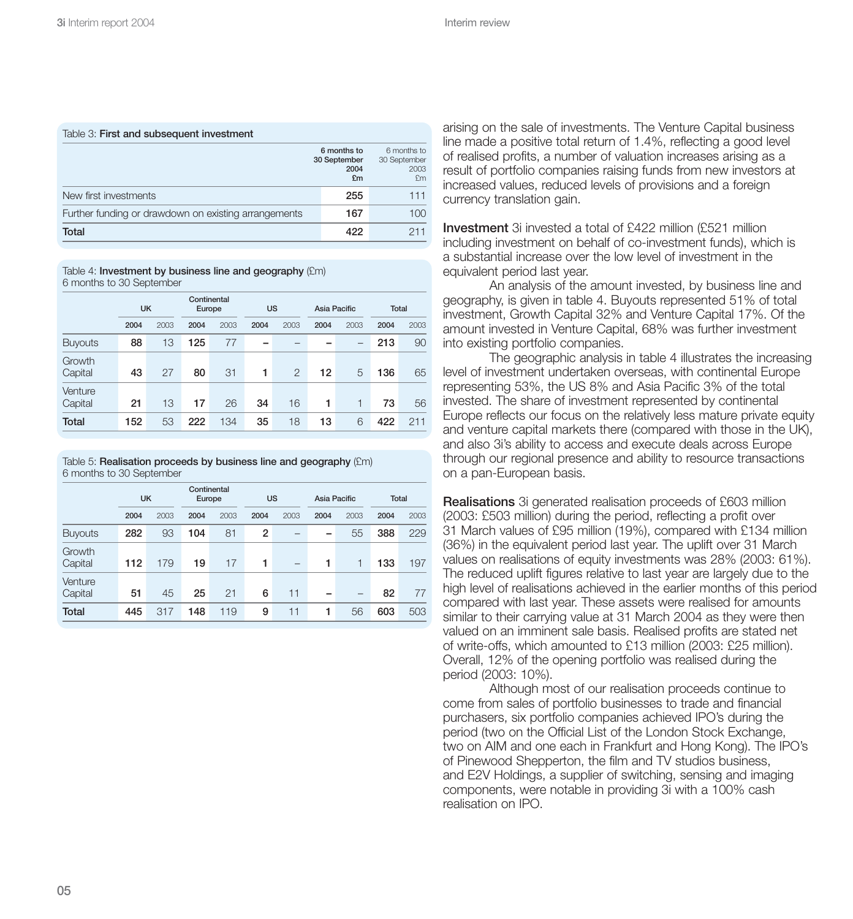Table 3: **First and subsequent investment**

| | 6 months to 30 September 2004 £m | 6 months to 30 September 2003 £m |
|---|---|---|
| New first investments | 255 | 111 |
| Further funding or drawdown on existing arrangements | 167 | 100 |
| **Total** | **422** | 211 |

Table 4: **Investment by business line and geography** (£m)
6 months to 30 September

| | UK | | Continental Europe | | US | | Asia Pacific | | Total | |
|---|---|---|---|---|---|---|---|---|---|---|
| | 2004 | 2003 | 2004 | 2003 | 2004 | 2003 | 2004 | 2003 | 2004 | 2003 |
| Buyouts | 88 | 13 | 125 | 77 | – | – | – | – | 213 | 90 |
| Growth Capital | 43 | 27 | 80 | 31 | 1 | 2 | 12 | 5 | 136 | 65 |
| Venture Capital | 21 | 13 | 17 | 26 | 34 | 16 | 1 | 1 | 73 | 56 |
| **Total** | 152 | 53 | 222 | 134 | 35 | 18 | 13 | 6 | 422 | 211 |

Table 5: **Realisation proceeds by business line and geography** (£m)
6 months to 30 September

| | UK | | Continental Europe | | US | | Asia Pacific | | Total | |
|---|---|---|---|---|---|---|---|---|---|---|
| | 2004 | 2003 | 2004 | 2003 | 2004 | 2003 | 2004 | 2003 | 2004 | 2003 |
| Buyouts | 282 | 93 | 104 | 81 | 2 | – | – | 55 | 388 | 229 |
| Growth Capital | 112 | 179 | 19 | 17 | 1 | – | 1 | 1 | 133 | 197 |
| Venture Capital | 51 | 45 | 25 | 21 | 6 | 11 | – | – | 82 | 77 |
| **Total** | 445 | 317 | 148 | 119 | 9 | 11 | 1 | 56 | 603 | 503 |

arising on the sale of investments. The Venture Capital business line made a positive total return of 1.4%, reflecting a good level of realised profits, a number of valuation increases arising as a result of portfolio companies raising funds from new investors at increased values, reduced levels of provisions and a foreign currency translation gain.

**Investment** 3i invested a total of £422 million (£521 million including investment on behalf of co-investment funds), which is a substantial increase over the low level of investment in the equivalent period last year.

An analysis of the amount invested, by business line and geography, is given in table 4. Buyouts represented 51% of total investment, Growth Capital 32% and Venture Capital 17%. Of the amount invested in Venture Capital, 68% was further investment into existing portfolio companies.

The geographic analysis in table 4 illustrates the increasing level of investment undertaken overseas, with continental Europe representing 53%, the US 8% and Asia Pacific 3% of the total invested. The share of investment represented by continental Europe reflects our focus on the relatively less mature private equity and venture capital markets there (compared with those in the UK), and also 3i's ability to access and execute deals across Europe through our regional presence and ability to resource transactions on a pan-European basis.

**Realisations** 3i generated realisation proceeds of £603 million (2003: £503 million) during the period, reflecting a profit over 31 March values of £95 million (19%), compared with £134 million (36%) in the equivalent period last year. The uplift over 31 March values on realisations of equity investments was 28% (2003: 61%). The reduced uplift figures relative to last year are largely due to the high level of realisations achieved in the earlier months of this period compared with last year. These assets were realised for amounts similar to their carrying value at 31 March 2004 as they were then valued on an imminent sale basis. Realised profits are stated net of write-offs, which amounted to £13 million (2003: £25 million). Overall, 12% of the opening portfolio was realised during the period (2003: 10%).

Although most of our realisation proceeds continue to come from sales of portfolio businesses to trade and financial purchasers, six portfolio companies achieved IPO's during the period (two on the Official List of the London Stock Exchange, two on AIM and one each in Frankfurt and Hong Kong). The IPO's of Pinewood Shepperton, the film and TV studios business, and E2V Holdings, a supplier of switching, sensing and imaging components, were notable in providing 3i with a 100% cash realisation on IPO.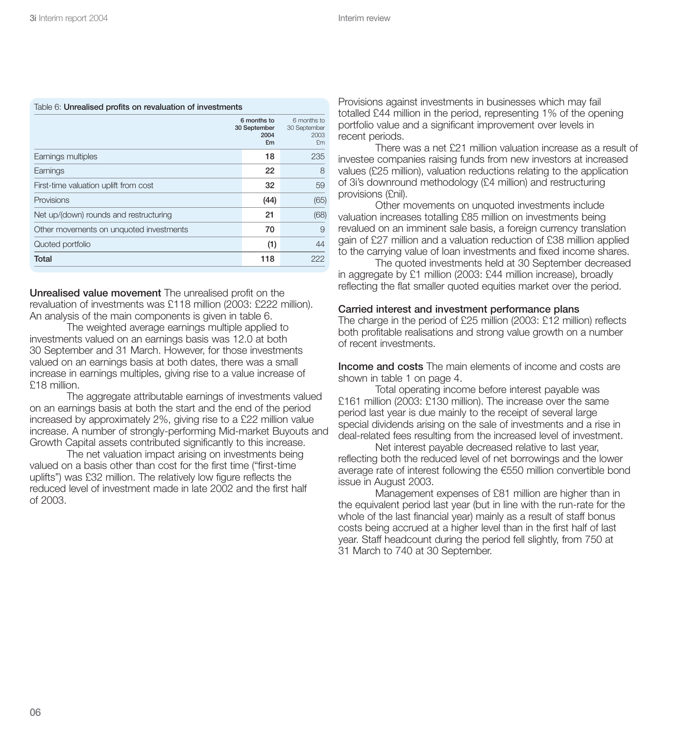Table 6: **Unrealised profits on revaluation of investments**

| | 6 months to 30 September 2004 £m | 6 months to 30 September 2003 £m |
|---|---|---|
| Earnings multiples | **18** | 235 |
| Earnings | **22** | 8 |
| First-time valuation uplift from cost | **32** | 59 |
| Provisions | **(44)** | (65) |
| Net up/(down) rounds and restructuring | **21** | (68) |
| Other movements on unquoted investments | **70** | 9 |
| Quoted portfolio | **(1)** | 44 |
| **Total** | **118** | 222 |

**Unrealised value movement** The unrealised profit on the revaluation of investments was £118 million (2003: £222 million). An analysis of the main components is given in table 6.

The weighted average earnings multiple applied to investments valued on an earnings basis was 12.0 at both 30 September and 31 March. However, for those investments valued on an earnings basis at both dates, there was a small increase in earnings multiples, giving rise to a value increase of £18 million.

The aggregate attributable earnings of investments valued on an earnings basis at both the start and the end of the period increased by approximately 2%, giving rise to a £22 million value increase. A number of strongly-performing Mid-market Buyouts and Growth Capital assets contributed significantly to this increase.

The net valuation impact arising on investments being valued on a basis other than cost for the first time ("first-time uplifts") was £32 million. The relatively low figure reflects the reduced level of investment made in late 2002 and the first half of 2003.

Provisions against investments in businesses which may fail totalled £44 million in the period, representing 1% of the opening portfolio value and a significant improvement over levels in recent periods.

There was a net £21 million valuation increase as a result of investee companies raising funds from new investors at increased values (£25 million), valuation reductions relating to the application of 3i's downround methodology (£4 million) and restructuring provisions (£nil).

Other movements on unquoted investments include valuation increases totalling £85 million on investments being revalued on an imminent sale basis, a foreign currency translation gain of £27 million and a valuation reduction of £38 million applied to the carrying value of loan investments and fixed income shares.

The quoted investments held at 30 September decreased in aggregate by £1 million (2003: £44 million increase), broadly reflecting the flat smaller quoted equities market over the period.

**Carried interest and investment performance plans**
The charge in the period of £25 million (2003: £12 million) reflects both profitable realisations and strong value growth on a number of recent investments.

**Income and costs** The main elements of income and costs are shown in table 1 on page 4.

Total operating income before interest payable was £161 million (2003: £130 million). The increase over the same period last year is due mainly to the receipt of several large special dividends arising on the sale of investments and a rise in deal-related fees resulting from the increased level of investment.

Net interest payable decreased relative to last year, reflecting both the reduced level of net borrowings and the lower average rate of interest following the €550 million convertible bond issue in August 2003.

Management expenses of £81 million are higher than in the equivalent period last year (but in line with the run-rate for the whole of the last financial year) mainly as a result of staff bonus costs being accrued at a higher level than in the first half of last year. Staff headcount during the period fell slightly, from 750 at 31 March to 740 at 30 September.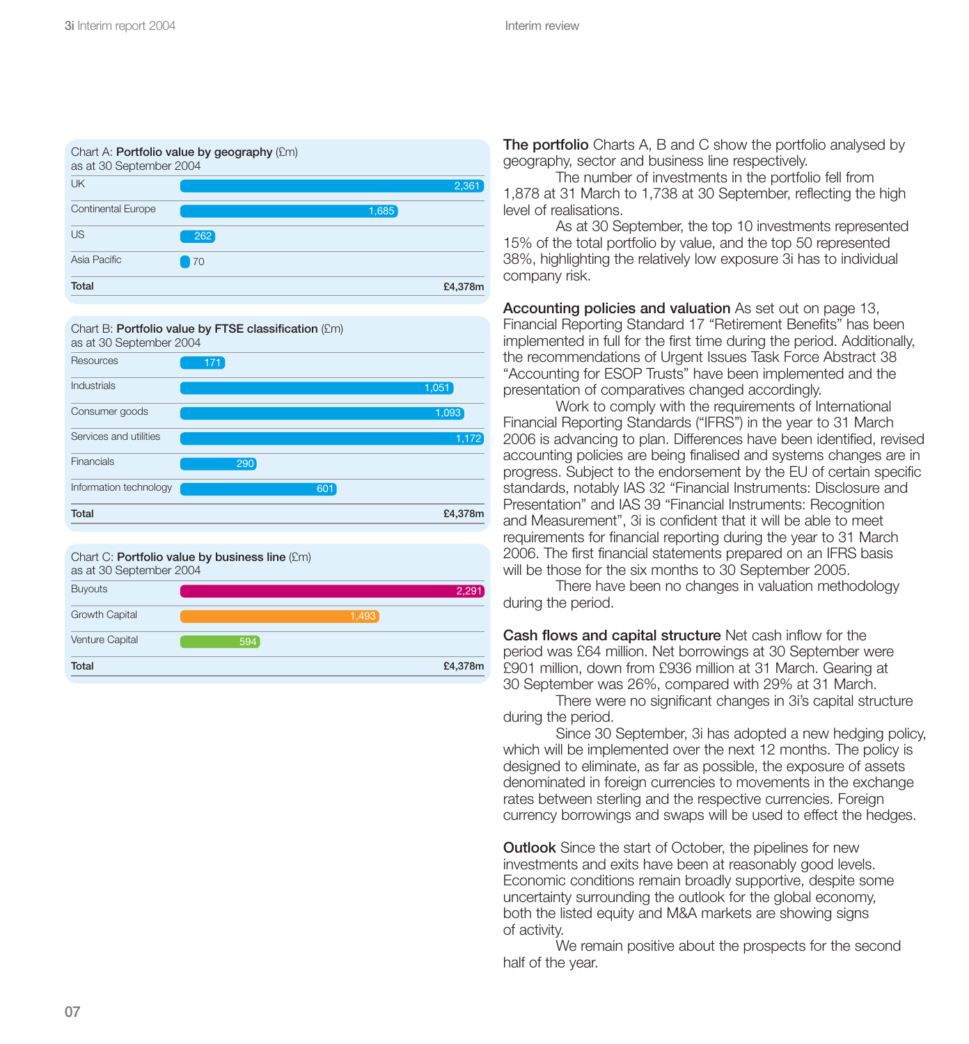Chart A: **Portfolio value by geography** (£m)
as at 30 September 2004

| Region | £m |
|---|---|
| UK | 2,361 |
| Continental Europe | 1,685 |
| US | 262 |
| Asia Pacific | 70 |
| **Total** | **£4,378m** |

Chart B: **Portfolio value by FTSE classification** (£m)
as at 30 September 2004

| Classification | £m |
|---|---|
| Resources | 171 |
| Industrials | 1,051 |
| Consumer goods | 1,093 |
| Services and utilities | 1,172 |
| Financials | 290 |
| Information technology | 601 |
| **Total** | **£4,378m** |

Chart C: **Portfolio value by business line** (£m)
as at 30 September 2004

| Business line | £m |
|---|---|
| Buyouts | 2,291 |
| Growth Capital | 1,493 |
| Venture Capital | 594 |
| **Total** | **£4,378m** |

**The portfolio** Charts A, B and C show the portfolio analysed by geography, sector and business line respectively.

The number of investments in the portfolio fell from 1,878 at 31 March to 1,738 at 30 September, reflecting the high level of realisations.

As at 30 September, the top 10 investments represented 15% of the total portfolio by value, and the top 50 represented 38%, highlighting the relatively low exposure 3i has to individual company risk.

**Accounting policies and valuation** As set out on page 13, Financial Reporting Standard 17 "Retirement Benefits" has been implemented in full for the first time during the period. Additionally, the recommendations of Urgent Issues Task Force Abstract 38 "Accounting for ESOP Trusts" have been implemented and the presentation of comparatives changed accordingly.

Work to comply with the requirements of International Financial Reporting Standards ("IFRS") in the year to 31 March 2006 is advancing to plan. Differences have been identified, revised accounting policies are being finalised and systems changes are in progress. Subject to the endorsement by the EU of certain specific standards, notably IAS 32 "Financial Instruments: Disclosure and Presentation" and IAS 39 "Financial Instruments: Recognition and Measurement", 3i is confident that it will be able to meet requirements for financial reporting during the year to 31 March 2006. The first financial statements prepared on an IFRS basis will be those for the six months to 30 September 2005.

There have been no changes in valuation methodology during the period.

**Cash flows and capital structure** Net cash inflow for the period was £64 million. Net borrowings at 30 September were £901 million, down from £936 million at 31 March. Gearing at 30 September was 26%, compared with 29% at 31 March.

There were no significant changes in 3i's capital structure during the period.

Since 30 September, 3i has adopted a new hedging policy, which will be implemented over the next 12 months. The policy is designed to eliminate, as far as possible, the exposure of assets denominated in foreign currencies to movements in the exchange rates between sterling and the respective currencies. Foreign currency borrowings and swaps will be used to effect the hedges.

**Outlook** Since the start of October, the pipelines for new investments and exits have been at reasonably good levels. Economic conditions remain broadly supportive, despite some uncertainty surrounding the outlook for the global economy, both the listed equity and M&A markets are showing signs of activity.

We remain positive about the prospects for the second half of the year.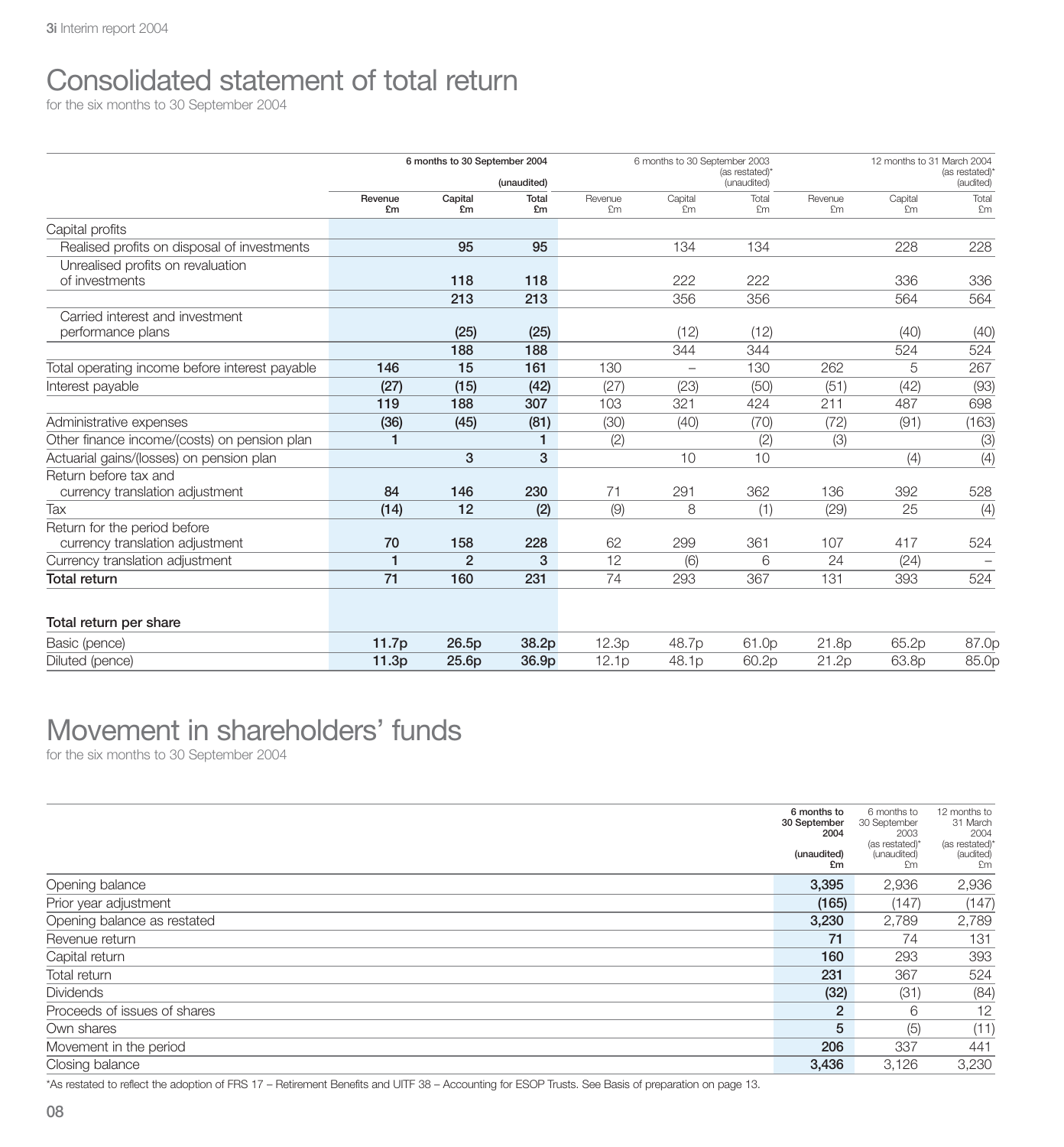# Consolidated statement of total return

for the six months to 30 September 2004

| | 6 months to 30 September 2004 (unaudited) | | | 6 months to 30 September 2003 (as restated)* (unaudited) | | | 12 months to 31 March 2004 (as restated)* (audited) | | |
|---|---|---|---|---|---|---|---|---|---|
| | Revenue £m | Capital £m | Total £m | Revenue £m | Capital £m | Total £m | Revenue £m | Capital £m | Total £m |
| Capital profits | | | | | | | | | |
| Realised profits on disposal of investments | | 95 | 95 | | 134 | 134 | | 228 | 228 |
| Unrealised profits on revaluation of investments | | 118 | 118 | | 222 | 222 | | 336 | 336 |
| | | 213 | 213 | | 356 | 356 | | 564 | 564 |
| Carried interest and investment performance plans | | (25) | (25) | | (12) | (12) | | (40) | (40) |
| | | 188 | 188 | | 344 | 344 | | 524 | 524 |
| Total operating income before interest payable | 146 | 15 | 161 | 130 | – | 130 | 262 | 5 | 267 |
| Interest payable | (27) | (15) | (42) | (27) | (23) | (50) | (51) | (42) | (93) |
| | 119 | 188 | 307 | 103 | 321 | 424 | 211 | 487 | 698 |
| Administrative expenses | (36) | (45) | (81) | (30) | (40) | (70) | (72) | (91) | (163) |
| Other finance income/(costs) on pension plan | 1 | | 1 | (2) | | (2) | (3) | | (3) |
| Actuarial gains/(losses) on pension plan | | 3 | 3 | | 10 | 10 | | (4) | (4) |
| Return before tax and currency translation adjustment | 84 | 146 | 230 | 71 | 291 | 362 | 136 | 392 | 528 |
| Tax | (14) | 12 | (2) | (9) | 8 | (1) | (29) | 25 | (4) |
| Return for the period before currency translation adjustment | 70 | 158 | 228 | 62 | 299 | 361 | 107 | 417 | 524 |
| Currency translation adjustment | 1 | 2 | 3 | 12 | (6) | 6 | 24 | (24) | – |
| **Total return** | 71 | 160 | 231 | 74 | 293 | 367 | 131 | 393 | 524 |
| **Total return per share** | | | | | | | | | |
| Basic (pence) | 11.7p | 26.5p | 38.2p | 12.3p | 48.7p | 61.0p | 21.8p | 65.2p | 87.0p |
| Diluted (pence) | 11.3p | 25.6p | 36.9p | 12.1p | 48.1p | 60.2p | 21.2p | 63.8p | 85.0p |

# Movement in shareholders' funds

for the six months to 30 September 2004

| | 6 months to 30 September 2004 (unaudited) £m | 6 months to 30 September 2003 (as restated)* (unaudited) £m | 12 months to 31 March 2004 (as restated)* (audited) £m |
|---|---|---|---|
| Opening balance | 3,395 | 2,936 | 2,936 |
| Prior year adjustment | (165) | (147) | (147) |
| Opening balance as restated | 3,230 | 2,789 | 2,789 |
| Revenue return | 71 | 74 | 131 |
| Capital return | 160 | 293 | 393 |
| Total return | 231 | 367 | 524 |
| Dividends | (32) | (31) | (84) |
| Proceeds of issues of shares | 2 | 6 | 12 |
| Own shares | 5 | (5) | (11) |
| Movement in the period | 206 | 337 | 441 |
| Closing balance | 3,436 | 3,126 | 3,230 |

*As restated to reflect the adoption of FRS 17 – Retirement Benefits and UITF 38 – Accounting for ESOP Trusts. See Basis of preparation on page 13.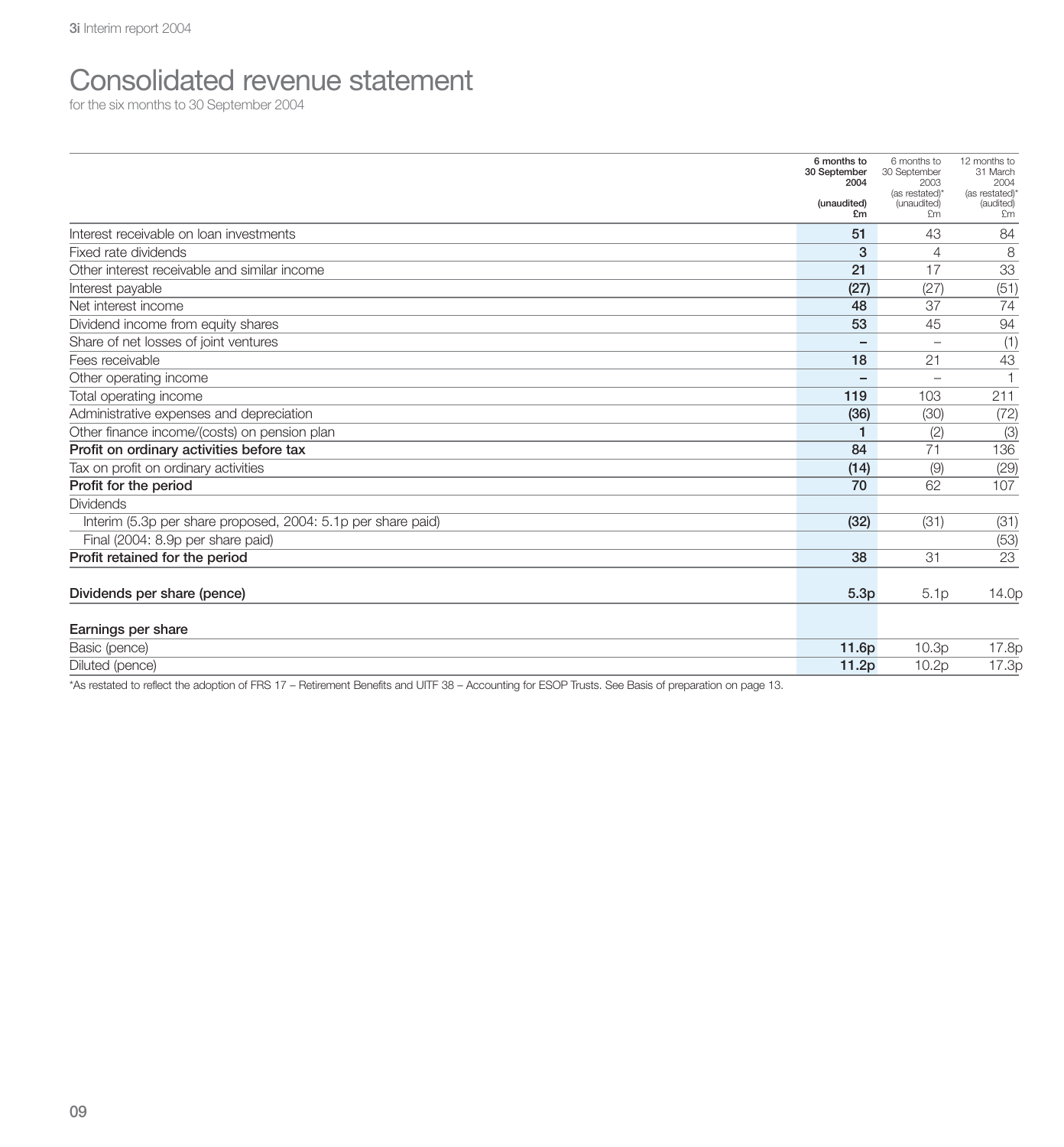# Consolidated revenue statement

for the six months to 30 September 2004

| | 6 months to 30 September 2004 (unaudited) £m | 6 months to 30 September 2003 (as restated)* (unaudited) £m | 12 months to 31 March 2004 (as restated)* (audited) £m |
|---|---|---|---|
| Interest receivable on loan investments | **51** | 43 | 84 |
| Fixed rate dividends | **3** | 4 | 8 |
| Other interest receivable and similar income | **21** | 17 | 33 |
| Interest payable | **(27)** | (27) | (51) |
| Net interest income | **48** | 37 | 74 |
| Dividend income from equity shares | **53** | 45 | 94 |
| Share of net losses of joint ventures | **–** | – | (1) |
| Fees receivable | **18** | 21 | 43 |
| Other operating income | **–** | – | 1 |
| Total operating income | **119** | 103 | 211 |
| Administrative expenses and depreciation | **(36)** | (30) | (72) |
| Other finance income/(costs) on pension plan | **1** | (2) | (3) |
| **Profit on ordinary activities before tax** | **84** | 71 | 136 |
| Tax on profit on ordinary activities | **(14)** | (9) | (29) |
| **Profit for the period** | **70** | 62 | 107 |
| Dividends | | | |
| Interim (5.3p per share proposed, 2004: 5.1p per share paid) | **(32)** | (31) | (31) |
| Final (2004: 8.9p per share paid) | | | (53) |
| **Profit retained for the period** | **38** | 31 | 23 |
| | | | |
| **Dividends per share (pence)** | **5.3p** | 5.1p | 14.0p |
| | | | |
| **Earnings per share** | | | |
| Basic (pence) | **11.6p** | 10.3p | 17.8p |
| Diluted (pence) | **11.2p** | 10.2p | 17.3p |

*As restated to reflect the adoption of FRS 17 – Retirement Benefits and UITF 38 – Accounting for ESOP Trusts. See Basis of preparation on page 13.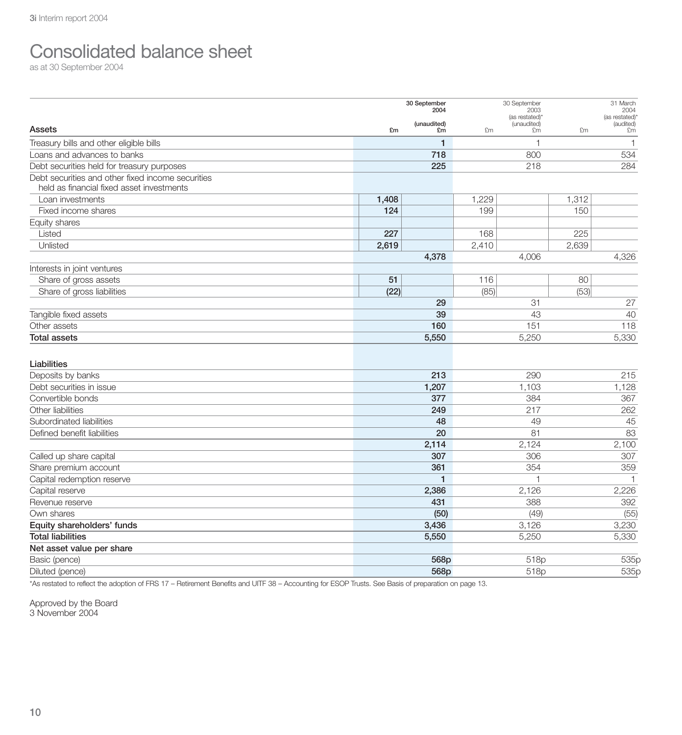# Consolidated balance sheet

as at 30 September 2004

| Assets | 30 September 2004 (unaudited) £m | 30 September 2004 (unaudited) £m | 30 September 2003 (as restated)* (unaudited) £m | 30 September 2003 (as restated)* (unaudited) £m | 31 March 2004 (as restated)* (audited) £m | 31 March 2004 (as restated)* (audited) £m |
|---|---|---|---|---|---|---|
| Treasury bills and other eligible bills | | **1** | | 1 | | 1 |
| Loans and advances to banks | | **718** | | 800 | | 534 |
| Debt securities held for treasury purposes | | **225** | | 218 | | 284 |
| Debt securities and other fixed income securities held as financial fixed asset investments | | | | | | |
| Loan investments | **1,408** | | 1,229 | | 1,312 | |
| Fixed income shares | **124** | | 199 | | 150 | |
| Equity shares | | | | | | |
| Listed | **227** | | 168 | | 225 | |
| Unlisted | **2,619** | | 2,410 | | 2,639 | |
| | | **4,378** | | 4,006 | | 4,326 |
| Interests in joint ventures | | | | | | |
| Share of gross assets | **51** | | 116 | | 80 | |
| Share of gross liabilities | **(22)** | | (85) | | (53) | |
| | | **29** | | 31 | | 27 |
| Tangible fixed assets | | **39** | | 43 | | 40 |
| Other assets | | **160** | | 151 | | 118 |
| **Total assets** | | **5,550** | | 5,250 | | 5,330 |
| | | | | | | |
| **Liabilities** | | | | | | |
| Deposits by banks | | **213** | | 290 | | 215 |
| Debt securities in issue | | **1,207** | | 1,103 | | 1,128 |
| Convertible bonds | | **377** | | 384 | | 367 |
| Other liabilities | | **249** | | 217 | | 262 |
| Subordinated liabilities | | **48** | | 49 | | 45 |
| Defined benefit liabilities | | **20** | | 81 | | 83 |
| | | **2,114** | | 2,124 | | 2,100 |
| Called up share capital | | **307** | | 306 | | 307 |
| Share premium account | | **361** | | 354 | | 359 |
| Capital redemption reserve | | **1** | | 1 | | 1 |
| Capital reserve | | **2,386** | | 2,126 | | 2,226 |
| Revenue reserve | | **431** | | 388 | | 392 |
| Own shares | | **(50)** | | (49) | | (55) |
| **Equity shareholders' funds** | | **3,436** | | 3,126 | | 3,230 |
| **Total liabilities** | | **5,550** | | 5,250 | | 5,330 |
| **Net asset value per share** | | | | | | |
| Basic (pence) | | **568p** | | 518p | | 535p |
| Diluted (pence) | | **568p** | | 518p | | 535p |

*As restated to reflect the adoption of FRS 17 – Retirement Benefits and UITF 38 – Accounting for ESOP Trusts. See Basis of preparation on page 13.

Approved by the Board
3 November 2004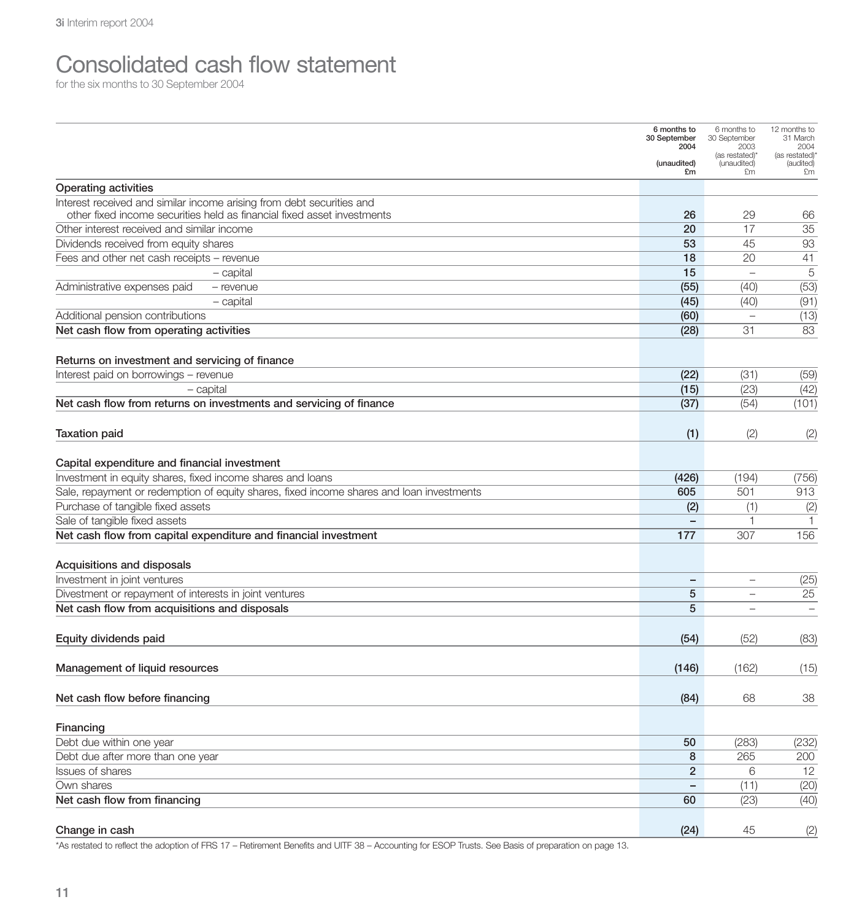# Consolidated cash flow statement

for the six months to 30 September 2004

| | 6 months to 30 September 2004 (unaudited) £m | 6 months to 30 September 2003 (as restated)* (unaudited) £m | 12 months to 31 March 2004 (as restated)* (audited) £m |
|---|---|---|---|
| **Operating activities** | | | |
| Interest received and similar income arising from debt securities and other fixed income securities held as financial fixed asset investments | 26 | 29 | 66 |
| Other interest received and similar income | 20 | 17 | 35 |
| Dividends received from equity shares | 53 | 45 | 93 |
| Fees and other net cash receipts – revenue | 18 | 20 | 41 |
| – capital | 15 | – | 5 |
| Administrative expenses paid – revenue | (55) | (40) | (53) |
| – capital | (45) | (40) | (91) |
| Additional pension contributions | (60) | – | (13) |
| **Net cash flow from operating activities** | **(28)** | **31** | **83** |
| | | | |
| **Returns on investment and servicing of finance** | | | |
| Interest paid on borrowings – revenue | (22) | (31) | (59) |
| – capital | (15) | (23) | (42) |
| **Net cash flow from returns on investments and servicing of finance** | **(37)** | **(54)** | **(101)** |
| | | | |
| **Taxation paid** | **(1)** | **(2)** | **(2)** |
| | | | |
| **Capital expenditure and financial investment** | | | |
| Investment in equity shares, fixed income shares and loans | (426) | (194) | (756) |
| Sale, repayment or redemption of equity shares, fixed income shares and loan investments | 605 | 501 | 913 |
| Purchase of tangible fixed assets | (2) | (1) | (2) |
| Sale of tangible fixed assets | – | 1 | 1 |
| **Net cash flow from capital expenditure and financial investment** | **177** | **307** | **156** |
| | | | |
| **Acquisitions and disposals** | | | |
| Investment in joint ventures | – | – | (25) |
| Divestment or repayment of interests in joint ventures | 5 | – | 25 |
| **Net cash flow from acquisitions and disposals** | **5** | **–** | **–** |
| | | | |
| **Equity dividends paid** | **(54)** | **(52)** | **(83)** |
| | | | |
| **Management of liquid resources** | **(146)** | **(162)** | **(15)** |
| | | | |
| **Net cash flow before financing** | **(84)** | **68** | **38** |
| | | | |
| **Financing** | | | |
| Debt due within one year | 50 | (283) | (232) |
| Debt due after more than one year | 8 | 265 | 200 |
| Issues of shares | 2 | 6 | 12 |
| Own shares | – | (11) | (20) |
| **Net cash flow from financing** | **60** | **(23)** | **(40)** |
| | | | |
| **Change in cash** | **(24)** | **45** | **(2)** |

*As restated to reflect the adoption of FRS 17 – Retirement Benefits and UITF 38 – Accounting for ESOP Trusts. See Basis of preparation on page 13.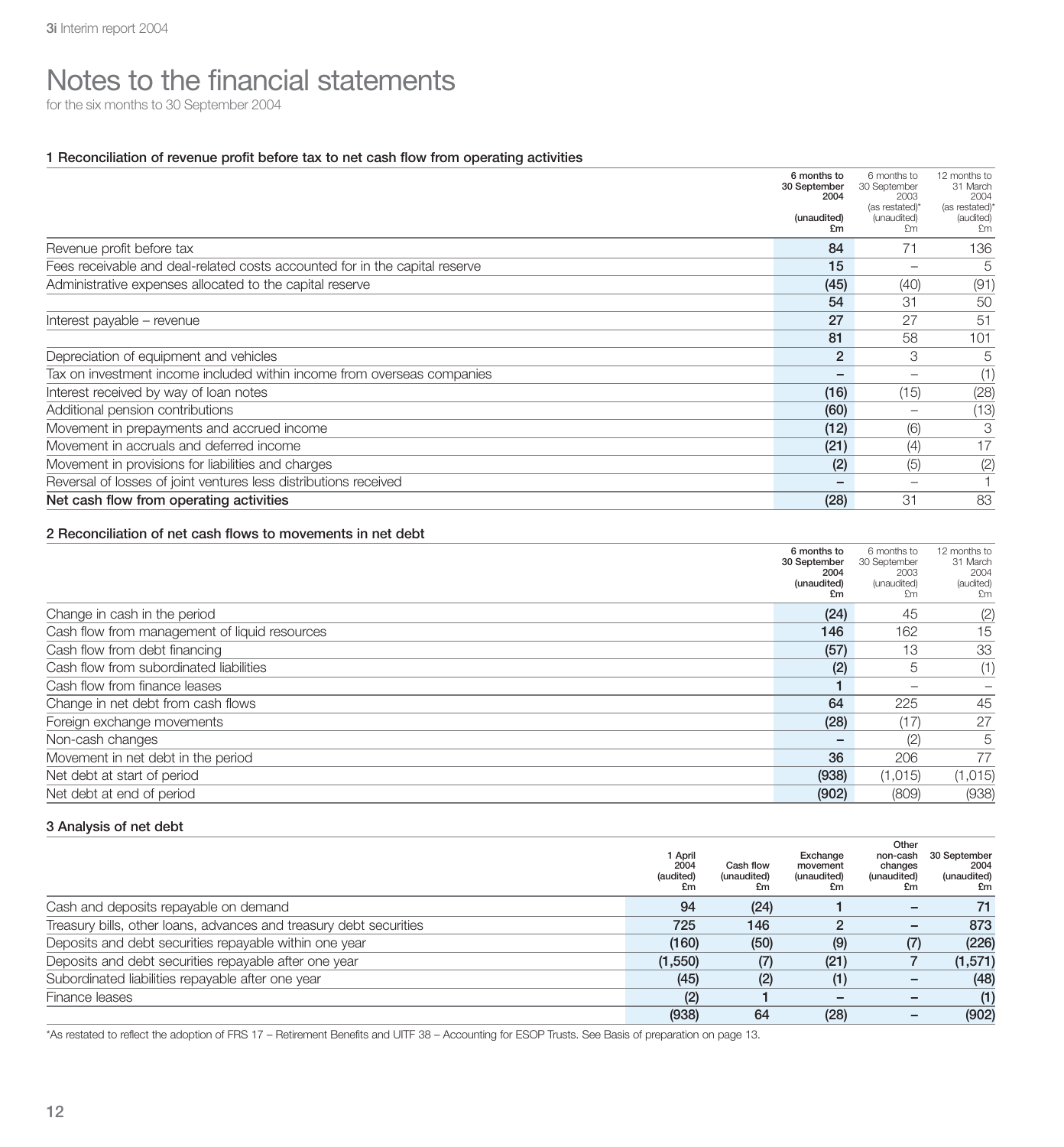# Notes to the financial statements

for the six months to 30 September 2004

### 1 Reconciliation of revenue profit before tax to net cash flow from operating activities

| | 6 months to 30 September 2004 (unaudited) £m | 6 months to 30 September 2003 (as restated)* (unaudited) £m | 12 months to 31 March 2004 (as restated)* (audited) £m |
|---|---|---|---|
| Revenue profit before tax | **84** | 71 | 136 |
| Fees receivable and deal-related costs accounted for in the capital reserve | **15** | – | 5 |
| Administrative expenses allocated to the capital reserve | **(45)** | (40) | (91) |
| | **54** | 31 | 50 |
| Interest payable – revenue | **27** | 27 | 51 |
| | **81** | 58 | 101 |
| Depreciation of equipment and vehicles | **2** | 3 | 5 |
| Tax on investment income included within income from overseas companies | **–** | – | (1) |
| Interest received by way of loan notes | **(16)** | (15) | (28) |
| Additional pension contributions | **(60)** | – | (13) |
| Movement in prepayments and accrued income | **(12)** | (6) | 3 |
| Movement in accruals and deferred income | **(21)** | (4) | 17 |
| Movement in provisions for liabilities and charges | **(2)** | (5) | (2) |
| Reversal of losses of joint ventures less distributions received | **–** | – | 1 |
| **Net cash flow from operating activities** | **(28)** | 31 | 83 |

### 2 Reconciliation of net cash flows to movements in net debt

| | 6 months to 30 September 2004 (unaudited) £m | 6 months to 30 September 2003 (unaudited) £m | 12 months to 31 March 2004 (audited) £m |
|---|---|---|---|
| Change in cash in the period | **(24)** | 45 | (2) |
| Cash flow from management of liquid resources | **146** | 162 | 15 |
| Cash flow from debt financing | **(57)** | 13 | 33 |
| Cash flow from subordinated liabilities | **(2)** | 5 | (1) |
| Cash flow from finance leases | **1** | – | – |
| Change in net debt from cash flows | **64** | 225 | 45 |
| Foreign exchange movements | **(28)** | (17) | 27 |
| Non-cash changes | **–** | (2) | 5 |
| Movement in net debt in the period | **36** | 206 | 77 |
| Net debt at start of period | **(938)** | (1,015) | (1,015) |
| Net debt at end of period | **(902)** | (809) | (938) |

### 3 Analysis of net debt

| | 1 April 2004 (audited) £m | Cash flow (unaudited) £m | Exchange movement (unaudited) £m | Other non-cash changes (unaudited) £m | 30 September 2004 (unaudited) £m |
|---|---|---|---|---|---|
| Cash and deposits repayable on demand | 94 | (24) | 1 | – | 71 |
| Treasury bills, other loans, advances and treasury debt securities | 725 | 146 | 2 | – | 873 |
| Deposits and debt securities repayable within one year | (160) | (50) | (9) | (7) | (226) |
| Deposits and debt securities repayable after one year | (1,550) | (7) | (21) | 7 | (1,571) |
| Subordinated liabilities repayable after one year | (45) | (2) | (1) | – | (48) |
| Finance leases | (2) | 1 | – | – | (1) |
| | (938) | 64 | (28) | – | (902) |

*As restated to reflect the adoption of FRS 17 – Retirement Benefits and UITF 38 – Accounting for ESOP Trusts. See Basis of preparation on page 13.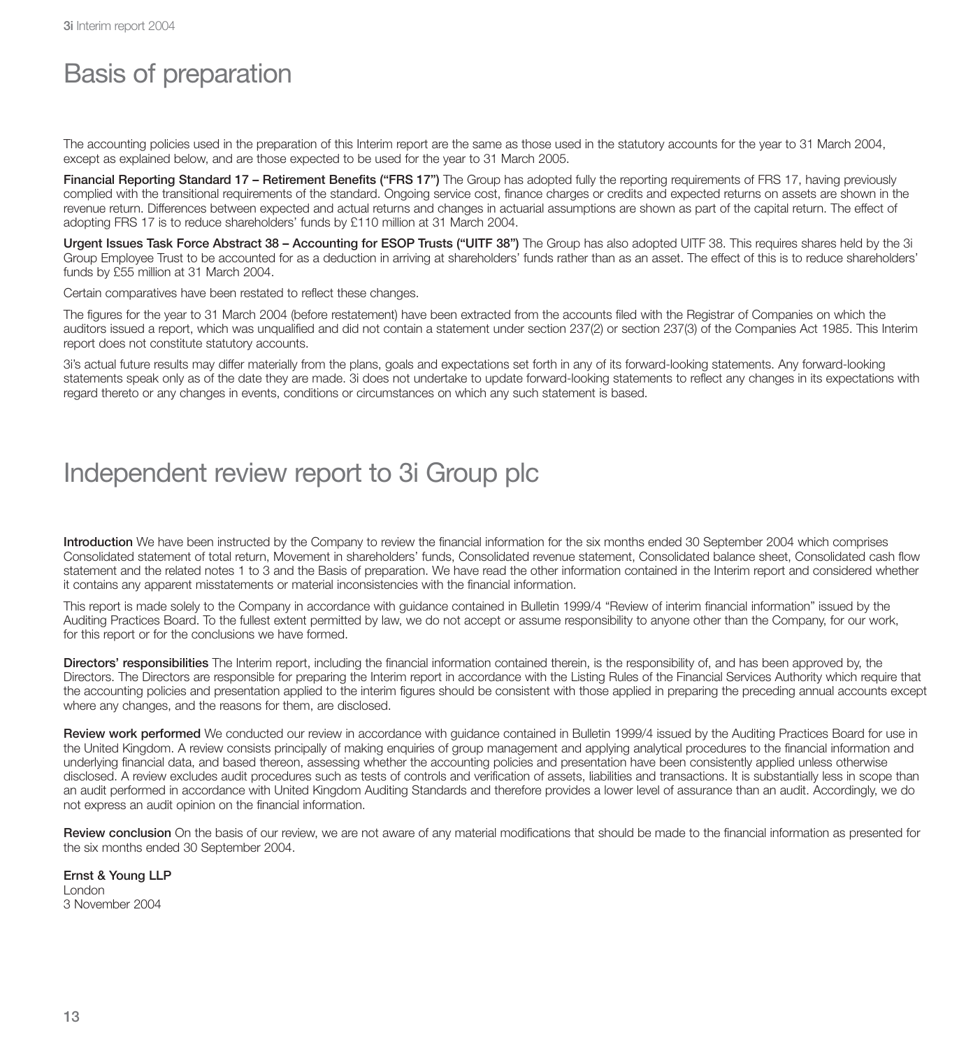# Basis of preparation

The accounting policies used in the preparation of this Interim report are the same as those used in the statutory accounts for the year to 31 March 2004, except as explained below, and are those expected to be used for the year to 31 March 2005.

**Financial Reporting Standard 17 – Retirement Benefits ("FRS 17")** The Group has adopted fully the reporting requirements of FRS 17, having previously complied with the transitional requirements of the standard. Ongoing service cost, finance charges or credits and expected returns on assets are shown in the revenue return. Differences between expected and actual returns and changes in actuarial assumptions are shown as part of the capital return. The effect of adopting FRS 17 is to reduce shareholders' funds by £110 million at 31 March 2004.

**Urgent Issues Task Force Abstract 38 – Accounting for ESOP Trusts ("UITF 38")** The Group has also adopted UITF 38. This requires shares held by the 3i Group Employee Trust to be accounted for as a deduction in arriving at shareholders' funds rather than as an asset. The effect of this is to reduce shareholders' funds by £55 million at 31 March 2004.

Certain comparatives have been restated to reflect these changes.

The figures for the year to 31 March 2004 (before restatement) have been extracted from the accounts filed with the Registrar of Companies on which the auditors issued a report, which was unqualified and did not contain a statement under section 237(2) or section 237(3) of the Companies Act 1985. This Interim report does not constitute statutory accounts.

3i's actual future results may differ materially from the plans, goals and expectations set forth in any of its forward-looking statements. Any forward-looking statements speak only as of the date they are made. 3i does not undertake to update forward-looking statements to reflect any changes in its expectations with regard thereto or any changes in events, conditions or circumstances on which any such statement is based.

# Independent review report to 3i Group plc

**Introduction** We have been instructed by the Company to review the financial information for the six months ended 30 September 2004 which comprises Consolidated statement of total return, Movement in shareholders' funds, Consolidated revenue statement, Consolidated balance sheet, Consolidated cash flow statement and the related notes 1 to 3 and the Basis of preparation. We have read the other information contained in the Interim report and considered whether it contains any apparent misstatements or material inconsistencies with the financial information.

This report is made solely to the Company in accordance with guidance contained in Bulletin 1999/4 "Review of interim financial information" issued by the Auditing Practices Board. To the fullest extent permitted by law, we do not accept or assume responsibility to anyone other than the Company, for our work, for this report or for the conclusions we have formed.

**Directors' responsibilities** The Interim report, including the financial information contained therein, is the responsibility of, and has been approved by, the Directors. The Directors are responsible for preparing the Interim report in accordance with the Listing Rules of the Financial Services Authority which require that the accounting policies and presentation applied to the interim figures should be consistent with those applied in preparing the preceding annual accounts except where any changes, and the reasons for them, are disclosed.

**Review work performed** We conducted our review in accordance with guidance contained in Bulletin 1999/4 issued by the Auditing Practices Board for use in the United Kingdom. A review consists principally of making enquiries of group management and applying analytical procedures to the financial information and underlying financial data, and based thereon, assessing whether the accounting policies and presentation have been consistently applied unless otherwise disclosed. A review excludes audit procedures such as tests of controls and verification of assets, liabilities and transactions. It is substantially less in scope than an audit performed in accordance with United Kingdom Auditing Standards and therefore provides a lower level of assurance than an audit. Accordingly, we do not express an audit opinion on the financial information.

**Review conclusion** On the basis of our review, we are not aware of any material modifications that should be made to the financial information as presented for the six months ended 30 September 2004.

**Ernst & Young LLP**
London
3 November 2004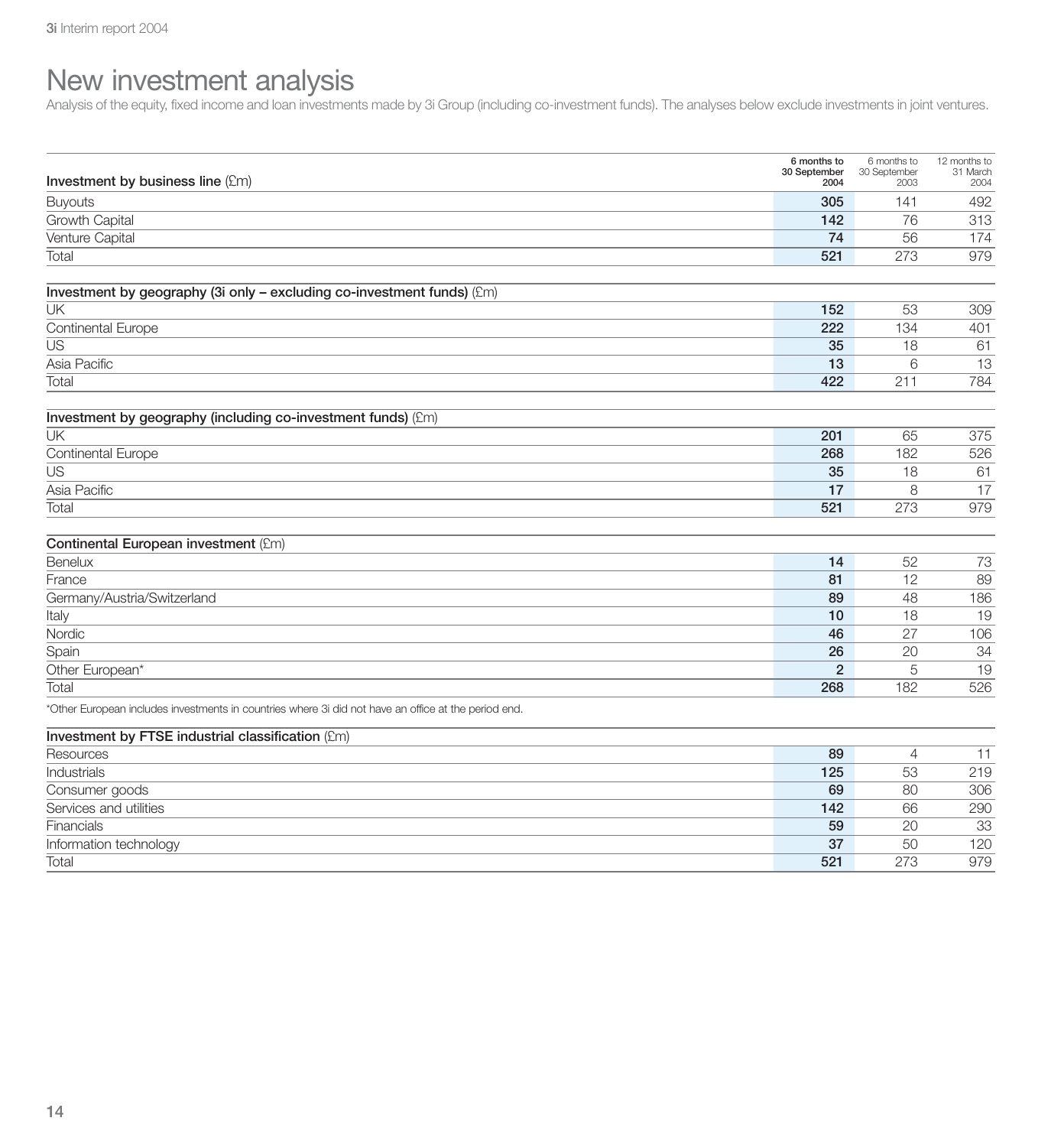# New investment analysis

Analysis of the equity, fixed income and loan investments made by 3i Group (including co-investment funds). The analyses below exclude investments in joint ventures.

| Investment by business line (£m) | 6 months to 30 September 2004 | 6 months to 30 September 2003 | 12 months to 31 March 2004 |
|---|---|---|---|
| Buyouts | **305** | 141 | 492 |
| Growth Capital | **142** | 76 | 313 |
| Venture Capital | **74** | 56 | 174 |
| Total | **521** | 273 | 979 |

| Investment by geography (3i only – excluding co-investment funds) (£m) | 6 months to 30 September 2004 | 6 months to 30 September 2003 | 12 months to 31 March 2004 |
|---|---|---|---|
| UK | **152** | 53 | 309 |
| Continental Europe | **222** | 134 | 401 |
| US | **35** | 18 | 61 |
| Asia Pacific | **13** | 6 | 13 |
| Total | **422** | 211 | 784 |

| Investment by geography (including co-investment funds) (£m) | 6 months to 30 September 2004 | 6 months to 30 September 2003 | 12 months to 31 March 2004 |
|---|---|---|---|
| UK | **201** | 65 | 375 |
| Continental Europe | **268** | 182 | 526 |
| US | **35** | 18 | 61 |
| Asia Pacific | **17** | 8 | 17 |
| Total | **521** | 273 | 979 |

| Continental European investment (£m) | 6 months to 30 September 2004 | 6 months to 30 September 2003 | 12 months to 31 March 2004 |
|---|---|---|---|
| Benelux | **14** | 52 | 73 |
| France | **81** | 12 | 89 |
| Germany/Austria/Switzerland | **89** | 48 | 186 |
| Italy | **10** | 18 | 19 |
| Nordic | **46** | 27 | 106 |
| Spain | **26** | 20 | 34 |
| Other European* | **2** | 5 | 19 |
| Total | **268** | 182 | 526 |

*Other European includes investments in countries where 3i did not have an office at the period end.

| Investment by FTSE industrial classification (£m) | 6 months to 30 September 2004 | 6 months to 30 September 2003 | 12 months to 31 March 2004 |
|---|---|---|---|
| Resources | **89** | 4 | 11 |
| Industrials | **125** | 53 | 219 |
| Consumer goods | **69** | 80 | 306 |
| Services and utilities | **142** | 66 | 290 |
| Financials | **59** | 20 | 33 |
| Information technology | **37** | 50 | 120 |
| Total | **521** | 273 | 979 |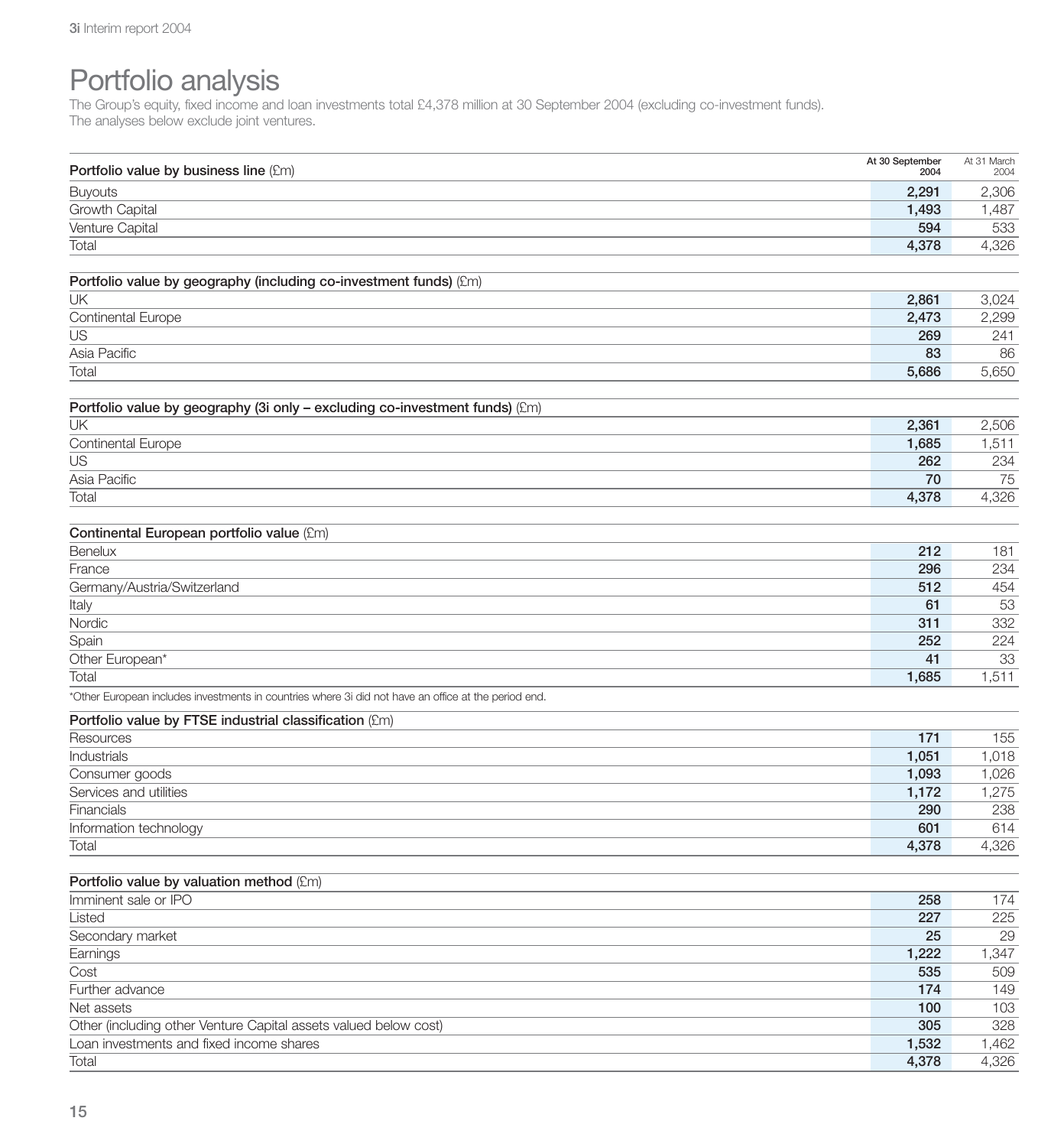# Portfolio analysis

The Group's equity, fixed income and loan investments total £4,378 million at 30 September 2004 (excluding co-investment funds).
The analyses below exclude joint ventures.

| **Portfolio value by business line** (£m) | **At 30 September 2004** | At 31 March 2004 |
|---|---|---|
| Buyouts | **2,291** | 2,306 |
| Growth Capital | **1,493** | 1,487 |
| Venture Capital | **594** | 533 |
| Total | **4,378** | 4,326 |

| **Portfolio value by geography (including co-investment funds)** (£m) | **At 30 September 2004** | At 31 March 2004 |
|---|---|---|
| UK | **2,861** | 3,024 |
| Continental Europe | **2,473** | 2,299 |
| US | **269** | 241 |
| Asia Pacific | **83** | 86 |
| Total | **5,686** | 5,650 |

| **Portfolio value by geography (3i only – excluding co-investment funds)** (£m) | **At 30 September 2004** | At 31 March 2004 |
|---|---|---|
| UK | **2,361** | 2,506 |
| Continental Europe | **1,685** | 1,511 |
| US | **262** | 234 |
| Asia Pacific | **70** | 75 |
| Total | **4,378** | 4,326 |

| **Continental European portfolio value** (£m) | **At 30 September 2004** | At 31 March 2004 |
|---|---|---|
| Benelux | **212** | 181 |
| France | **296** | 234 |
| Germany/Austria/Switzerland | **512** | 454 |
| Italy | **61** | 53 |
| Nordic | **311** | 332 |
| Spain | **252** | 224 |
| Other European* | **41** | 33 |
| Total | **1,685** | 1,511 |

*Other European includes investments in countries where 3i did not have an office at the period end.

| **Portfolio value by FTSE industrial classification** (£m) | **At 30 September 2004** | At 31 March 2004 |
|---|---|---|
| Resources | **171** | 155 |
| Industrials | **1,051** | 1,018 |
| Consumer goods | **1,093** | 1,026 |
| Services and utilities | **1,172** | 1,275 |
| Financials | **290** | 238 |
| Information technology | **601** | 614 |
| Total | **4,378** | 4,326 |

| **Portfolio value by valuation method** (£m) | **At 30 September 2004** | At 31 March 2004 |
|---|---|---|
| Imminent sale or IPO | **258** | 174 |
| Listed | **227** | 225 |
| Secondary market | **25** | 29 |
| Earnings | **1,222** | 1,347 |
| Cost | **535** | 509 |
| Further advance | **174** | 149 |
| Net assets | **100** | 103 |
| Other (including other Venture Capital assets valued below cost) | **305** | 328 |
| Loan investments and fixed income shares | **1,532** | 1,462 |
| Total | **4,378** | 4,326 |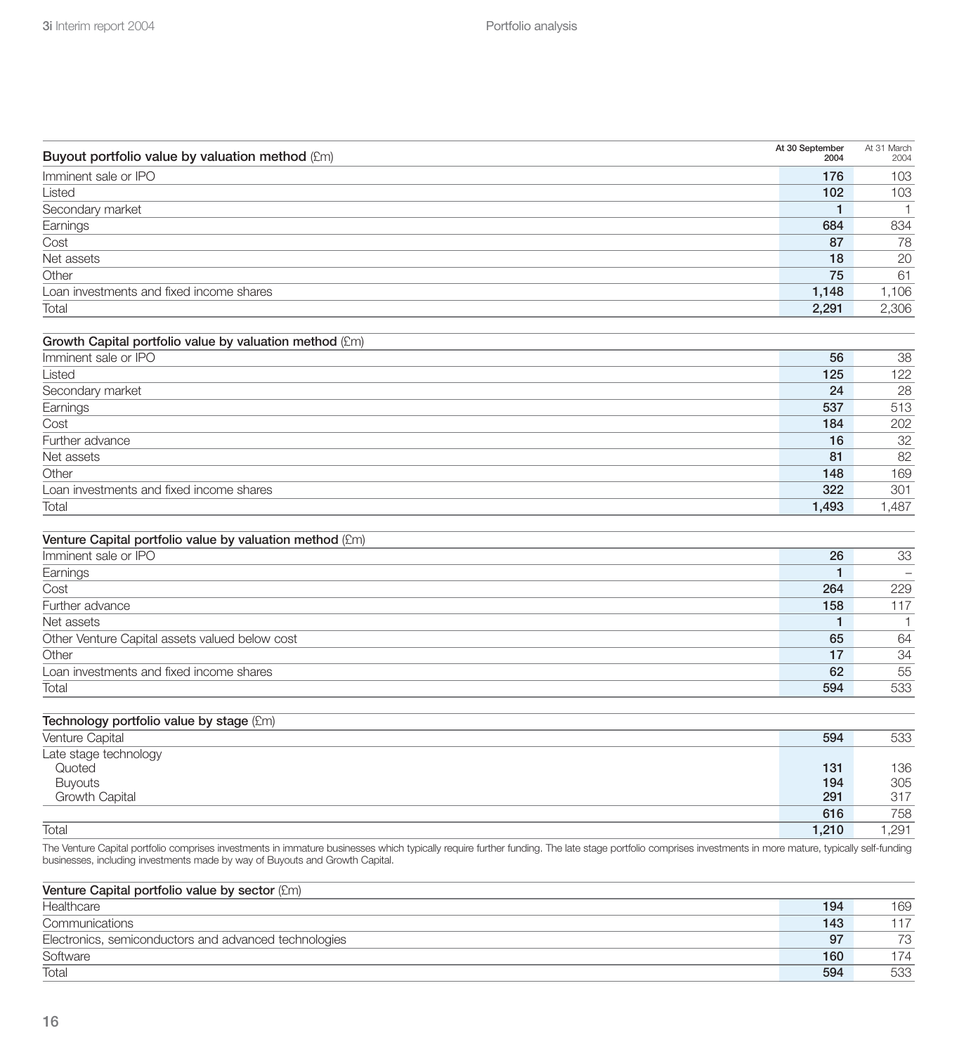| Buyout portfolio value by valuation method (£m) | At 30 September 2004 | At 31 March 2004 |
|---|---|---|
| Imminent sale or IPO | **176** | 103 |
| Listed | **102** | 103 |
| Secondary market | **1** | 1 |
| Earnings | **684** | 834 |
| Cost | **87** | 78 |
| Net assets | **18** | 20 |
| Other | **75** | 61 |
| Loan investments and fixed income shares | **1,148** | 1,106 |
| Total | **2,291** | 2,306 |

| Growth Capital portfolio value by valuation method (£m) | At 30 September 2004 | At 31 March 2004 |
|---|---|---|
| Imminent sale or IPO | **56** | 38 |
| Listed | **125** | 122 |
| Secondary market | **24** | 28 |
| Earnings | **537** | 513 |
| Cost | **184** | 202 |
| Further advance | **16** | 32 |
| Net assets | **81** | 82 |
| Other | **148** | 169 |
| Loan investments and fixed income shares | **322** | 301 |
| Total | **1,493** | 1,487 |

| Venture Capital portfolio value by valuation method (£m) | At 30 September 2004 | At 31 March 2004 |
|---|---|---|
| Imminent sale or IPO | **26** | 33 |
| Earnings | **1** | – |
| Cost | **264** | 229 |
| Further advance | **158** | 117 |
| Net assets | **1** | 1 |
| Other Venture Capital assets valued below cost | **65** | 64 |
| Other | **17** | 34 |
| Loan investments and fixed income shares | **62** | 55 |
| Total | **594** | 533 |

| Technology portfolio value by stage (£m) | At 30 September 2004 | At 31 March 2004 |
|---|---|---|
| Venture Capital | **594** | 533 |
| Late stage technology | | |
| Quoted | **131** | 136 |
| Buyouts | **194** | 305 |
| Growth Capital | **291** | 317 |
| | **616** | 758 |
| Total | **1,210** | 1,291 |

The Venture Capital portfolio comprises investments in immature businesses which typically require further funding. The late stage portfolio comprises investments in more mature, typically self-funding businesses, including investments made by way of Buyouts and Growth Capital.

| Venture Capital portfolio value by sector (£m) | At 30 September 2004 | At 31 March 2004 |
|---|---|---|
| Healthcare | **194** | 169 |
| Communications | **143** | 117 |
| Electronics, semiconductors and advanced technologies | **97** | 73 |
| Software | **160** | 174 |
| Total | **594** | 533 |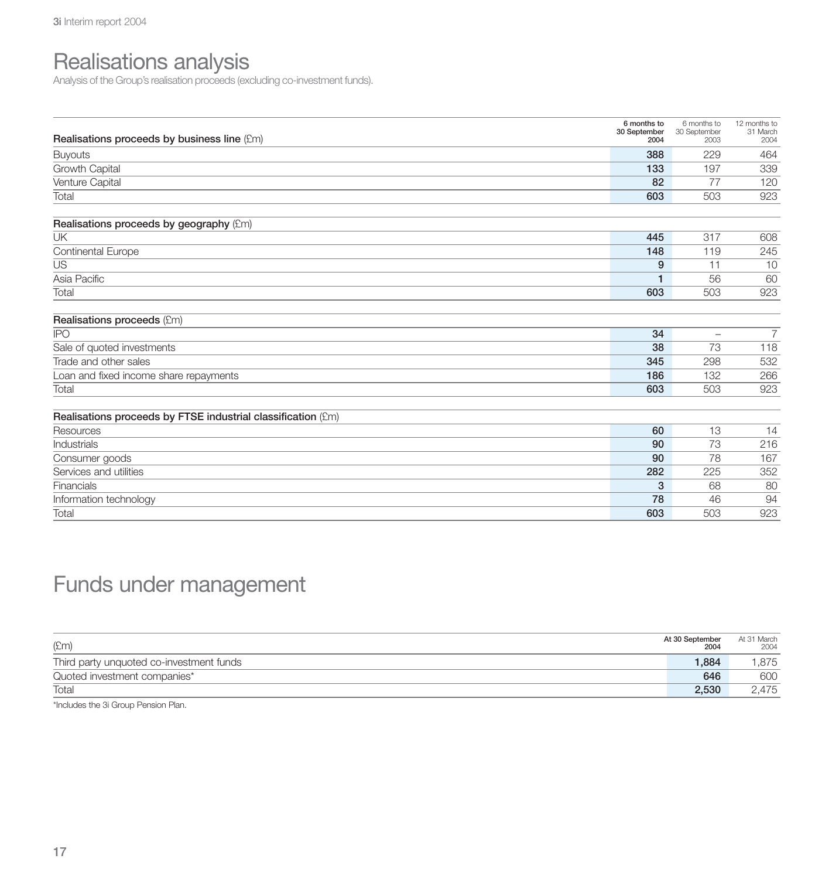# Realisations analysis

Analysis of the Group's realisation proceeds (excluding co-investment funds).

| Realisations proceeds by business line (£m) | 6 months to 30 September 2004 | 6 months to 30 September 2003 | 12 months to 31 March 2004 |
|---|---|---|---|
| Buyouts | **388** | 229 | 464 |
| Growth Capital | **133** | 197 | 339 |
| Venture Capital | **82** | 77 | 120 |
| Total | **603** | 503 | 923 |

| Realisations proceeds by geography (£m) | 6 months to 30 September 2004 | 6 months to 30 September 2003 | 12 months to 31 March 2004 |
|---|---|---|---|
| UK | **445** | 317 | 608 |
| Continental Europe | **148** | 119 | 245 |
| US | **9** | 11 | 10 |
| Asia Pacific | **1** | 56 | 60 |
| Total | **603** | 503 | 923 |

| Realisations proceeds (£m) | 6 months to 30 September 2004 | 6 months to 30 September 2003 | 12 months to 31 March 2004 |
|---|---|---|---|
| IPO | **34** | – | 7 |
| Sale of quoted investments | **38** | 73 | 118 |
| Trade and other sales | **345** | 298 | 532 |
| Loan and fixed income share repayments | **186** | 132 | 266 |
| Total | **603** | 503 | 923 |

| Realisations proceeds by FTSE industrial classification (£m) | 6 months to 30 September 2004 | 6 months to 30 September 2003 | 12 months to 31 March 2004 |
|---|---|---|---|
| Resources | **60** | 13 | 14 |
| Industrials | **90** | 73 | 216 |
| Consumer goods | **90** | 78 | 167 |
| Services and utilities | **282** | 225 | 352 |
| Financials | **3** | 68 | 80 |
| Information technology | **78** | 46 | 94 |
| Total | **603** | 503 | 923 |

# Funds under management

| (£m) | At 30 September 2004 | At 31 March 2004 |
|---|---|---|
| Third party unquoted co-investment funds | **1,884** | 1,875 |
| Quoted investment companies* | **646** | 600 |
| Total | **2,530** | 2,475 |

*Includes the 3i Group Pension Plan.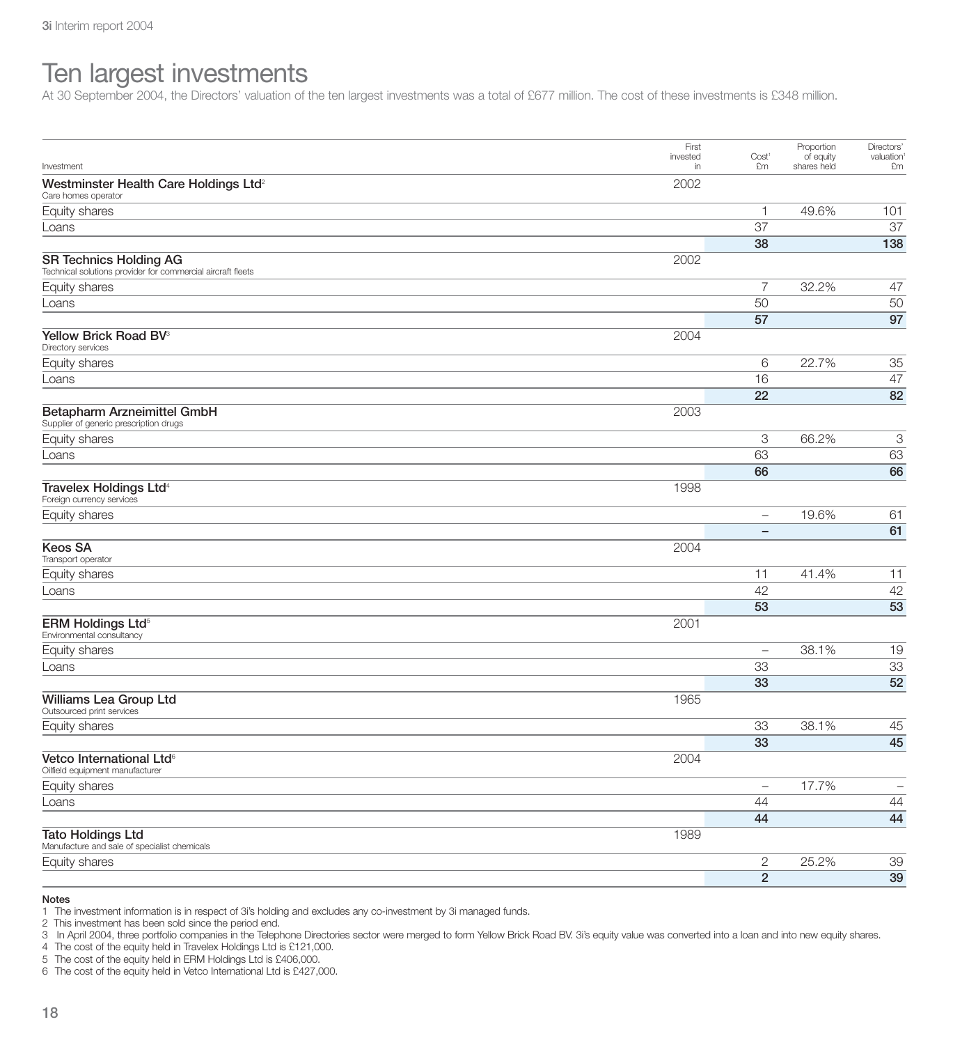# Ten largest investments

At 30 September 2004, the Directors' valuation of the ten largest investments was a total of £677 million. The cost of these investments is £348 million.

| Investment | First invested in | Cost[1] £m | Proportion of equity shares held | Directors' valuation[1] £m |
|---|---|---|---|---|
| **Westminster Health Care Holdings Ltd**[2] Care homes operator | 2002 | | | |
| Equity shares | | 1 | 49.6% | 101 |
| Loans | | 37 | | 37 |
| | | **38** | | **138** |
| **SR Technics Holding AG** Technical solutions provider for commercial aircraft fleets | 2002 | | | |
| Equity shares | | 7 | 32.2% | 47 |
| Loans | | 50 | | 50 |
| | | **57** | | **97** |
| **Yellow Brick Road BV**[3] Directory services | 2004 | | | |
| Equity shares | | 6 | 22.7% | 35 |
| Loans | | 16 | | 47 |
| | | **22** | | **82** |
| **Betapharm Arzneimittel GmbH** Supplier of generic prescription drugs | 2003 | | | |
| Equity shares | | 3 | 66.2% | 3 |
| Loans | | 63 | | 63 |
| | | **66** | | **66** |
| **Travelex Holdings Ltd**[4] Foreign currency services | 1998 | | | |
| Equity shares | | – | 19.6% | 61 |
| | | **–** | | **61** |
| **Keos SA** Transport operator | 2004 | | | |
| Equity shares | | 11 | 41.4% | 11 |
| Loans | | 42 | | 42 |
| | | **53** | | **53** |
| **ERM Holdings Ltd**[5] Environmental consultancy | 2001 | | | |
| Equity shares | | – | 38.1% | 19 |
| Loans | | 33 | | 33 |
| | | **33** | | **52** |
| **Williams Lea Group Ltd** Outsourced print services | 1965 | | | |
| Equity shares | | 33 | 38.1% | 45 |
| | | **33** | | **45** |
| **Vetco International Ltd**[6] Oilfield equipment manufacturer | 2004 | | | |
| Equity shares | | – | 17.7% | – |
| Loans | | 44 | | 44 |
| | | **44** | | **44** |
| **Tato Holdings Ltd** Manufacture and sale of specialist chemicals | 1989 | | | |
| Equity shares | | 2 | 25.2% | 39 |
| | | **2** | | **39** |

**Notes**

1 The investment information is in respect of 3i's holding and excludes any co-investment by 3i managed funds.
2 This investment has been sold since the period end.
3 In April 2004, three portfolio companies in the Telephone Directories sector were merged to form Yellow Brick Road BV. 3i's equity value was converted into a loan and into new equity shares.
4 The cost of the equity held in Travelex Holdings Ltd is £121,000.
5 The cost of the equity held in ERM Holdings Ltd is £406,000.
6 The cost of the equity held in Vetco International Ltd is £427,000.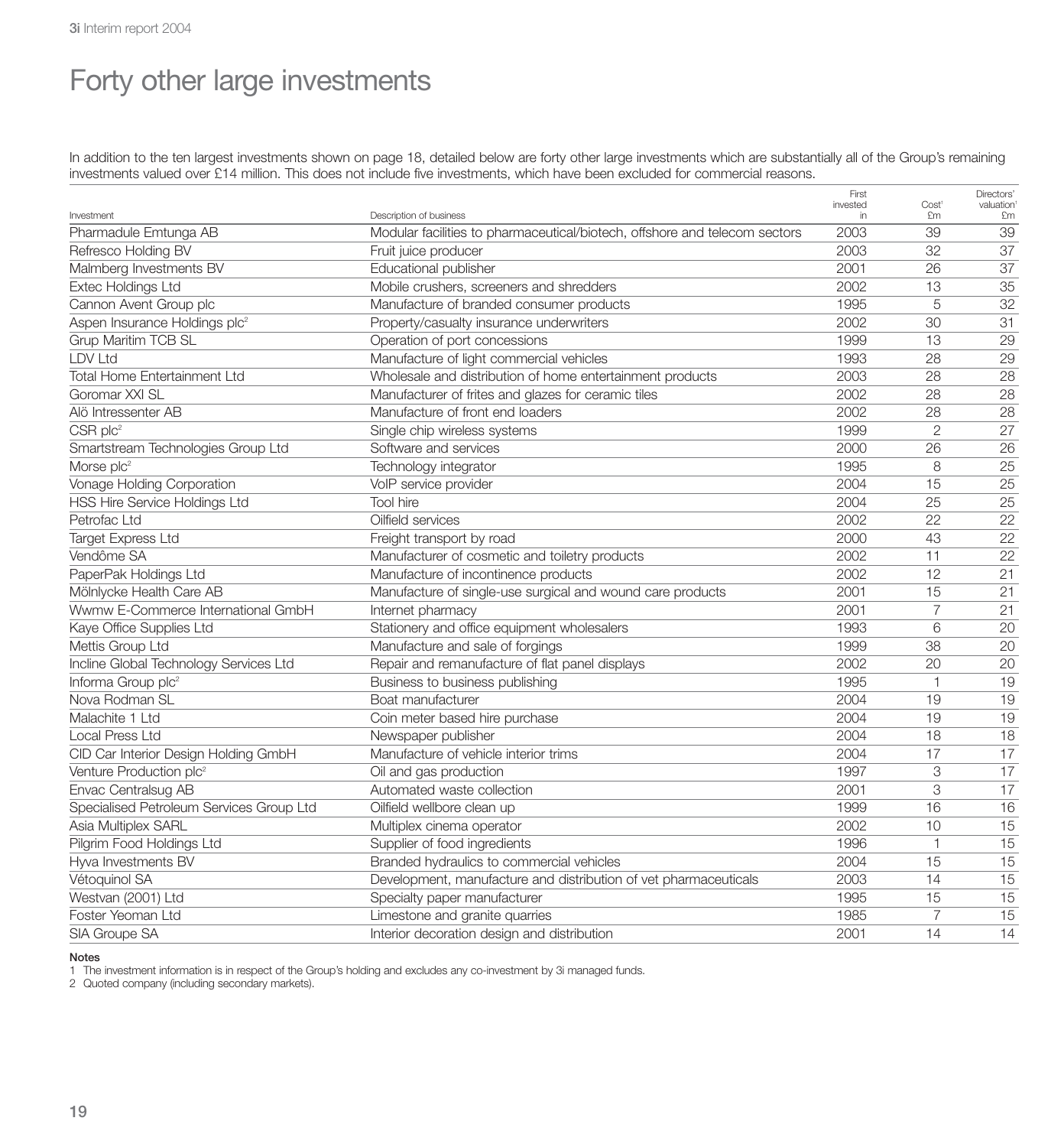# Forty other large investments

In addition to the ten largest investments shown on page 18, detailed below are forty other large investments which are substantially all of the Group's remaining investments valued over £14 million. This does not include five investments, which have been excluded for commercial reasons.

| Investment | Description of business | First invested in | Cost[1] £m | Directors' valuation[1] £m |
|---|---|---|---|---|
| Pharmadule Emtunga AB | Modular facilities to pharmaceutical/biotech, offshore and telecom sectors | 2003 | 39 | 39 |
| Refresco Holding BV | Fruit juice producer | 2003 | 32 | 37 |
| Malmberg Investments BV | Educational publisher | 2001 | 26 | 37 |
| Extec Holdings Ltd | Mobile crushers, screeners and shredders | 2002 | 13 | 35 |
| Cannon Avent Group plc | Manufacture of branded consumer products | 1995 | 5 | 32 |
| Aspen Insurance Holdings plc[2] | Property/casualty insurance underwriters | 2002 | 30 | 31 |
| Grup Maritim TCB SL | Operation of port concessions | 1999 | 13 | 29 |
| LDV Ltd | Manufacture of light commercial vehicles | 1993 | 28 | 29 |
| Total Home Entertainment Ltd | Wholesale and distribution of home entertainment products | 2003 | 28 | 28 |
| Goromar XXI SL | Manufacturer of frites and glazes for ceramic tiles | 2002 | 28 | 28 |
| Alö Intressenter AB | Manufacture of front end loaders | 2002 | 28 | 28 |
| CSR plc[2] | Single chip wireless systems | 1999 | 2 | 27 |
| Smartstream Technologies Group Ltd | Software and services | 2000 | 26 | 26 |
| Morse plc[2] | Technology integrator | 1995 | 8 | 25 |
| Vonage Holding Corporation | VoIP service provider | 2004 | 15 | 25 |
| HSS Hire Service Holdings Ltd | Tool hire | 2004 | 25 | 25 |
| Petrofac Ltd | Oilfield services | 2002 | 22 | 22 |
| Target Express Ltd | Freight transport by road | 2000 | 43 | 22 |
| Vendôme SA | Manufacturer of cosmetic and toiletry products | 2002 | 11 | 22 |
| PaperPak Holdings Ltd | Manufacture of incontinence products | 2002 | 12 | 21 |
| Mölnlycke Health Care AB | Manufacture of single-use surgical and wound care products | 2001 | 15 | 21 |
| Wwmw E-Commerce International GmbH | Internet pharmacy | 2001 | 7 | 21 |
| Kaye Office Supplies Ltd | Stationery and office equipment wholesalers | 1993 | 6 | 20 |
| Mettis Group Ltd | Manufacture and sale of forgings | 1999 | 38 | 20 |
| Incline Global Technology Services Ltd | Repair and remanufacture of flat panel displays | 2002 | 20 | 20 |
| Informa Group plc[2] | Business to business publishing | 1995 | 1 | 19 |
| Nova Rodman SL | Boat manufacturer | 2004 | 19 | 19 |
| Malachite 1 Ltd | Coin meter based hire purchase | 2004 | 19 | 19 |
| Local Press Ltd | Newspaper publisher | 2004 | 18 | 18 |
| CID Car Interior Design Holding GmbH | Manufacture of vehicle interior trims | 2004 | 17 | 17 |
| Venture Production plc[2] | Oil and gas production | 1997 | 3 | 17 |
| Envac Centralsug AB | Automated waste collection | 2001 | 3 | 17 |
| Specialised Petroleum Services Group Ltd | Oilfield wellbore clean up | 1999 | 16 | 16 |
| Asia Multiplex SARL | Multiplex cinema operator | 2002 | 10 | 15 |
| Pilgrim Food Holdings Ltd | Supplier of food ingredients | 1996 | 1 | 15 |
| Hyva Investments BV | Branded hydraulics to commercial vehicles | 2004 | 15 | 15 |
| Vétoquinol SA | Development, manufacture and distribution of vet pharmaceuticals | 2003 | 14 | 15 |
| Westvan (2001) Ltd | Specialty paper manufacturer | 1995 | 15 | 15 |
| Foster Yeoman Ltd | Limestone and granite quarries | 1985 | 7 | 15 |
| SIA Groupe SA | Interior decoration design and distribution | 2001 | 14 | 14 |

**Notes**

1 The investment information is in respect of the Group's holding and excludes any co-investment by 3i managed funds.

2 Quoted company (including secondary markets).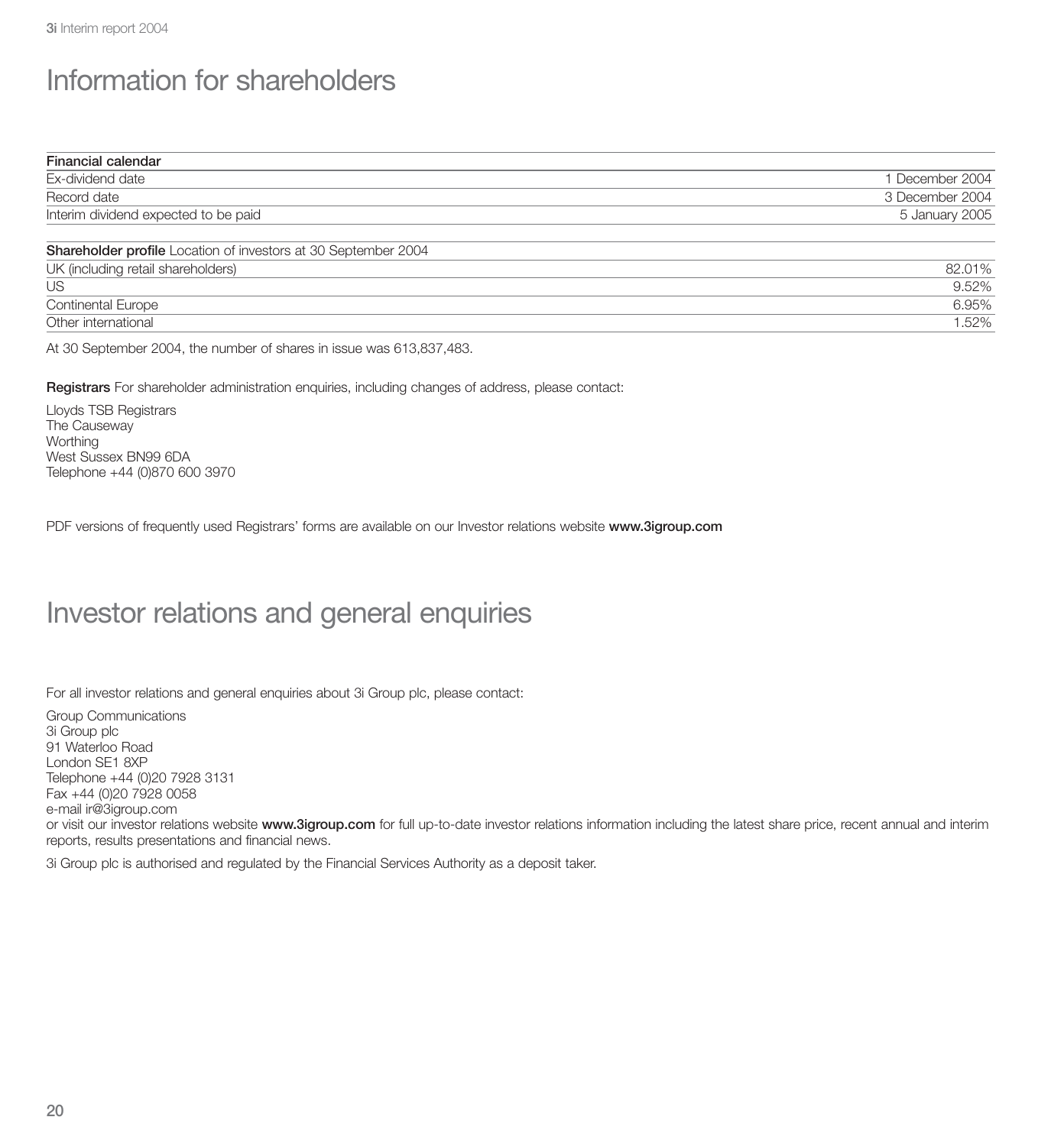# Information for shareholders

| **Financial calendar** | |
|---|---|
| Ex-dividend date | 1 December 2004 |
| Record date | 3 December 2004 |
| Interim dividend expected to be paid | 5 January 2005 |

| **Shareholder profile** Location of investors at 30 September 2004 | |
|---|---|
| UK (including retail shareholders) | 82.01% |
| US | 9.52% |
| Continental Europe | 6.95% |
| Other international | 1.52% |

At 30 September 2004, the number of shares in issue was 613,837,483.

**Registrars** For shareholder administration enquiries, including changes of address, please contact:

Lloyds TSB Registrars
The Causeway
Worthing
West Sussex BN99 6DA
Telephone +44 (0)870 600 3970

PDF versions of frequently used Registrars' forms are available on our Investor relations website **www.3igroup.com**

# Investor relations and general enquiries

For all investor relations and general enquiries about 3i Group plc, please contact:

Group Communications
3i Group plc
91 Waterloo Road
London SE1 8XP
Telephone +44 (0)20 7928 3131
Fax +44 (0)20 7928 0058
e-mail ir@3igroup.com
or visit our investor relations website **www.3igroup.com** for full up-to-date investor relations information including the latest share price, recent annual and interim reports, results presentations and financial news.

3i Group plc is authorised and regulated by the Financial Services Authority as a deposit taker.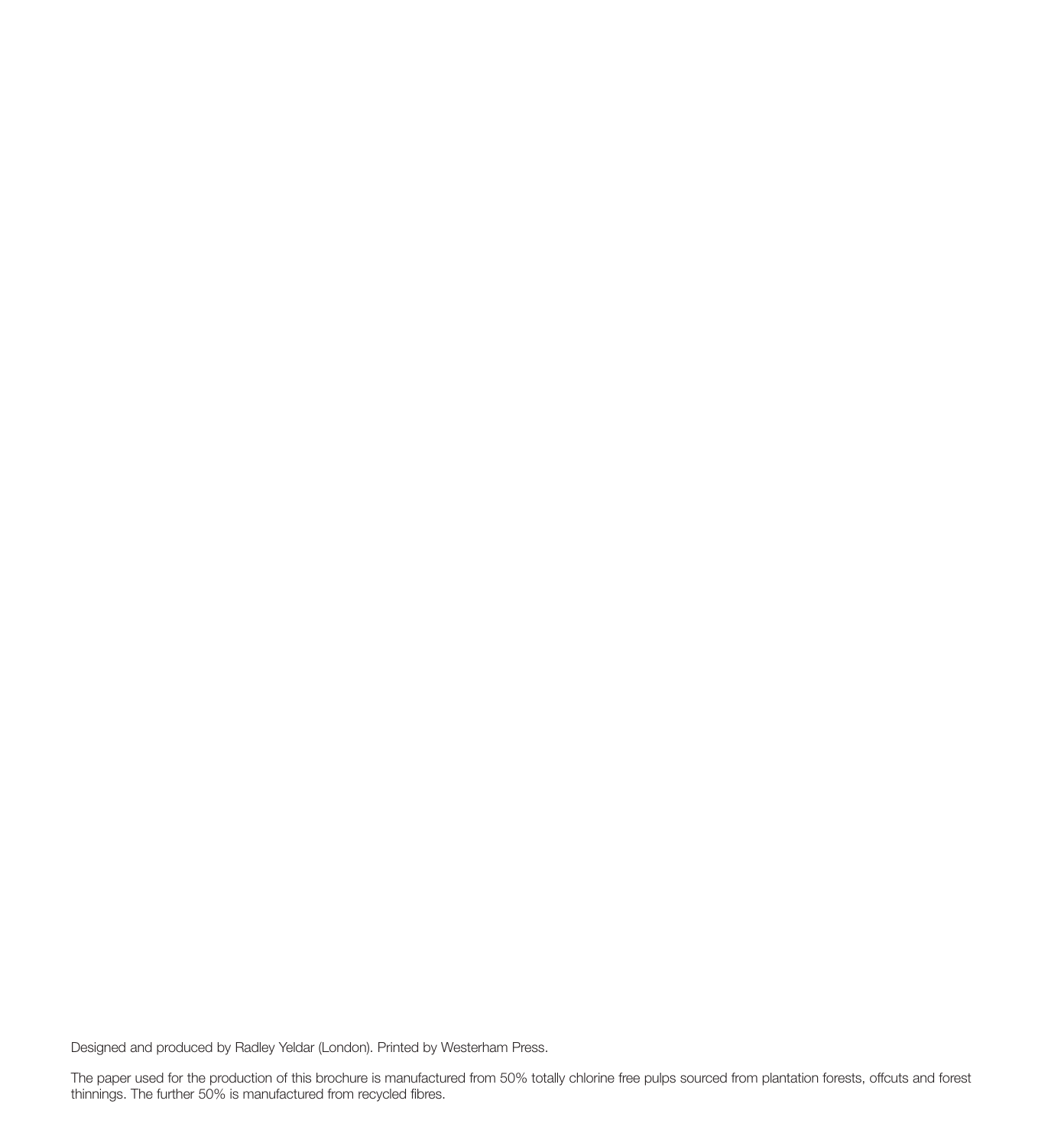Designed and produced by Radley Yeldar (London). Printed by Westerham Press.

The paper used for the production of this brochure is manufactured from 50% totally chlorine free pulps sourced from plantation forests, offcuts and forest thinnings. The further 50% is manufactured from recycled fibres.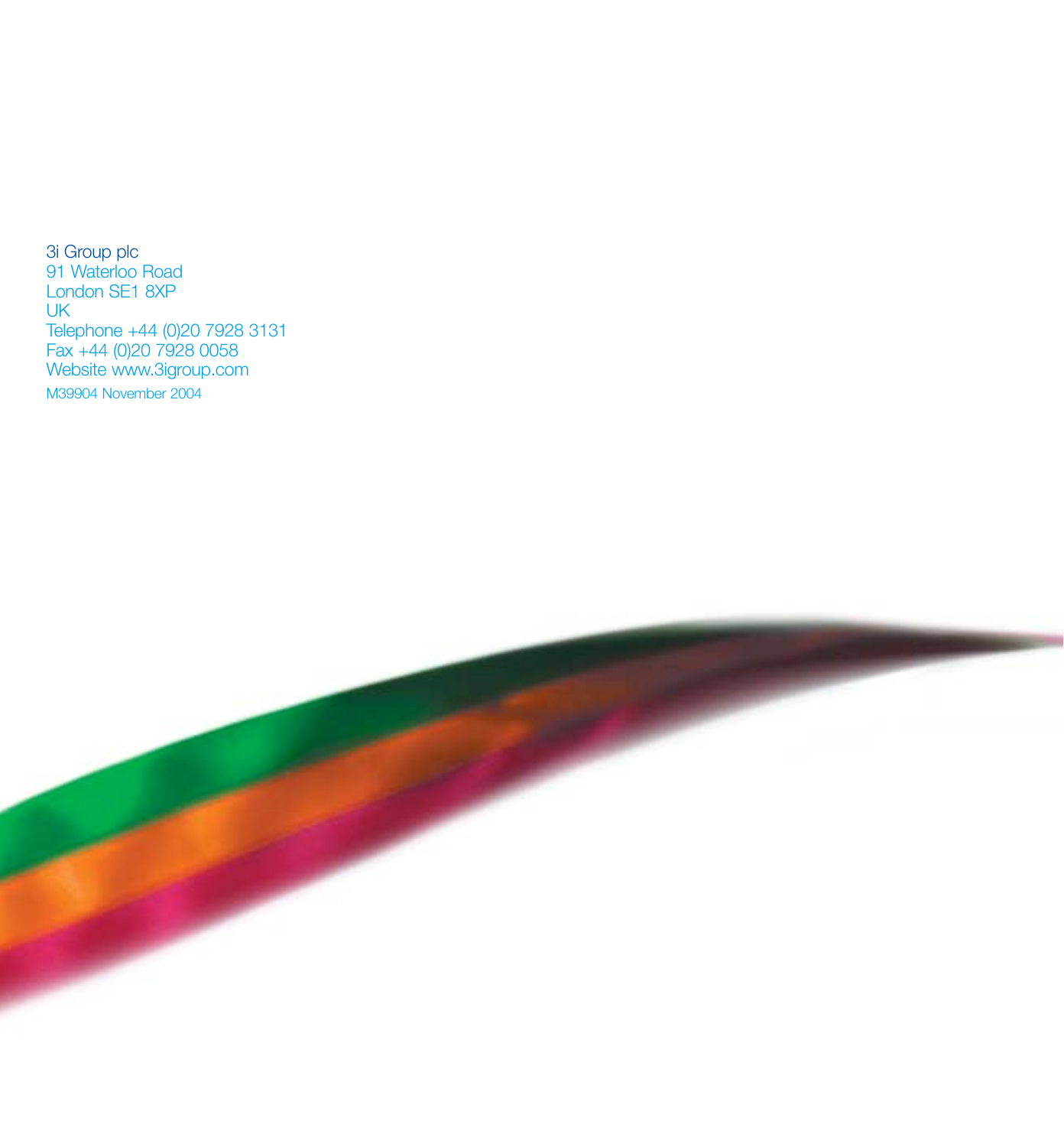3i Group plc
91 Waterloo Road
London SE1 8XP
UK
Telephone +44 (0)20 7928 3131
Fax +44 (0)20 7928 0058
Website www.3igroup.com

M39904 November 2004